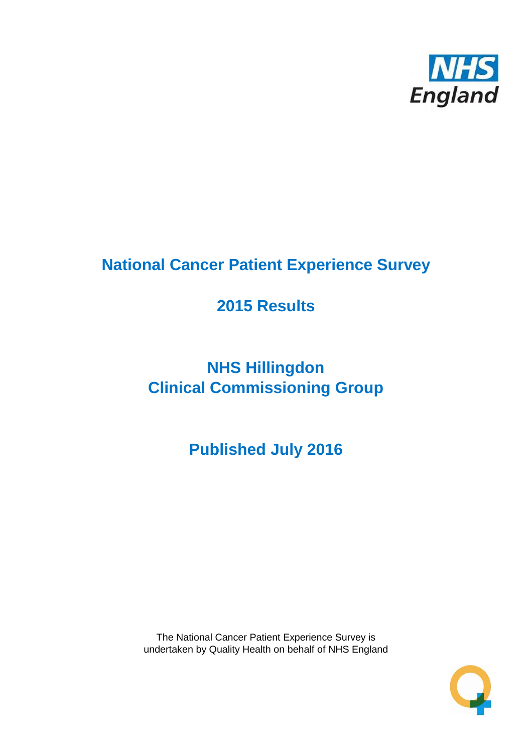NHS England

# National Cancer Patient Experience Survey

## 2015 Results

## NHS Hillingdon
## Clinical Commissioning Group

## Published July 2016

The National Cancer Patient Experience Survey is undertaken by Quality Health on behalf of NHS England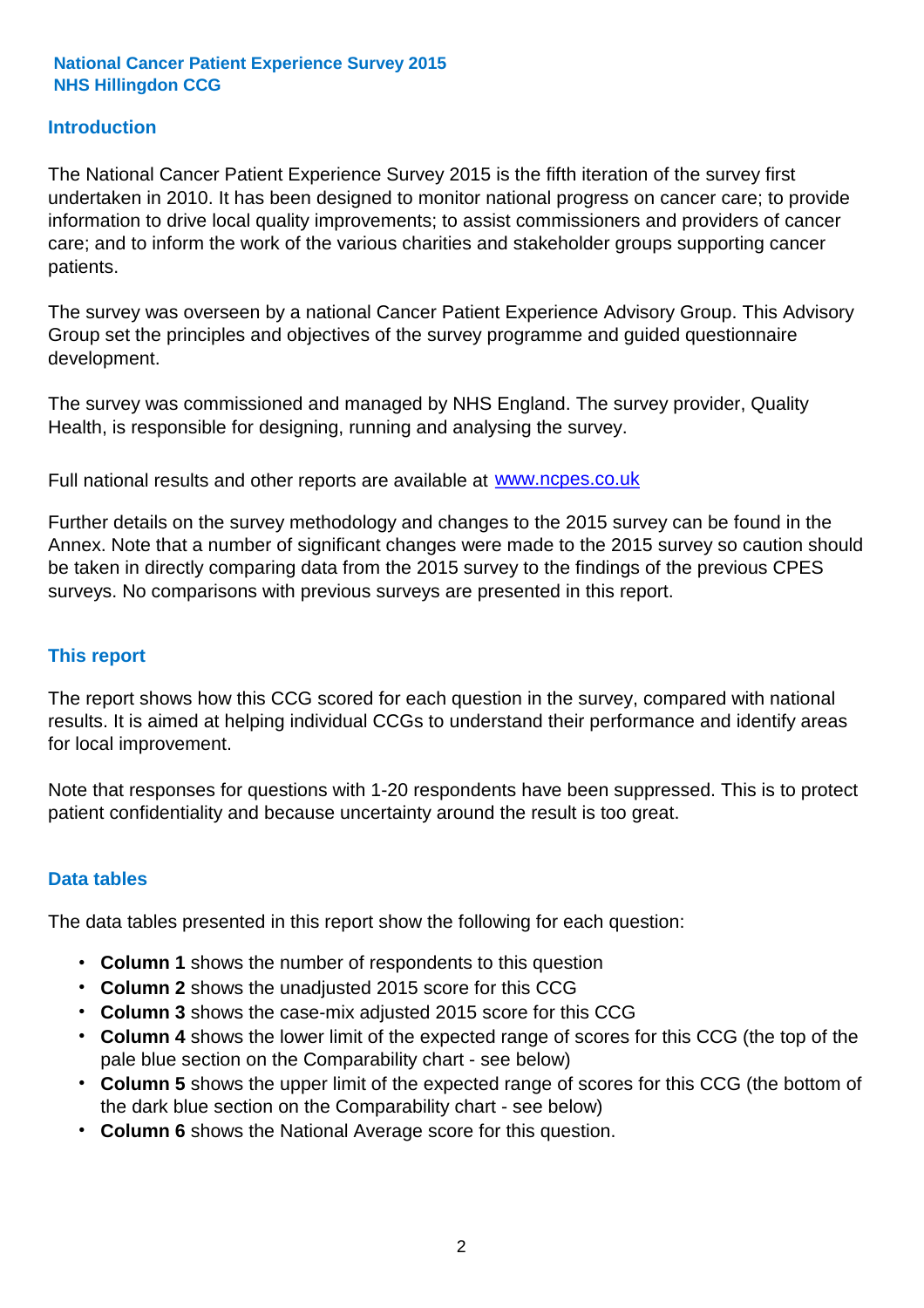**National Cancer Patient Experience Survey 2015**
**NHS Hillingdon CCG**

## Introduction

The National Cancer Patient Experience Survey 2015 is the fifth iteration of the survey first undertaken in 2010. It has been designed to monitor national progress on cancer care; to provide information to drive local quality improvements; to assist commissioners and providers of cancer care; and to inform the work of the various charities and stakeholder groups supporting cancer patients.

The survey was overseen by a national Cancer Patient Experience Advisory Group. This Advisory Group set the principles and objectives of the survey programme and guided questionnaire development.

The survey was commissioned and managed by NHS England. The survey provider, Quality Health, is responsible for designing, running and analysing the survey.

Full national results and other reports are available at www.ncpes.co.uk

Further details on the survey methodology and changes to the 2015 survey can be found in the Annex. Note that a number of significant changes were made to the 2015 survey so caution should be taken in directly comparing data from the 2015 survey to the findings of the previous CPES surveys. No comparisons with previous surveys are presented in this report.

## This report

The report shows how this CCG scored for each question in the survey, compared with national results. It is aimed at helping individual CCGs to understand their performance and identify areas for local improvement.

Note that responses for questions with 1-20 respondents have been suppressed. This is to protect patient confidentiality and because uncertainty around the result is too great.

## Data tables

The data tables presented in this report show the following for each question:

- **Column 1** shows the number of respondents to this question
- **Column 2** shows the unadjusted 2015 score for this CCG
- **Column 3** shows the case-mix adjusted 2015 score for this CCG
- **Column 4** shows the lower limit of the expected range of scores for this CCG (the top of the pale blue section on the Comparability chart - see below)
- **Column 5** shows the upper limit of the expected range of scores for this CCG (the bottom of the dark blue section on the Comparability chart - see below)
- **Column 6** shows the National Average score for this question.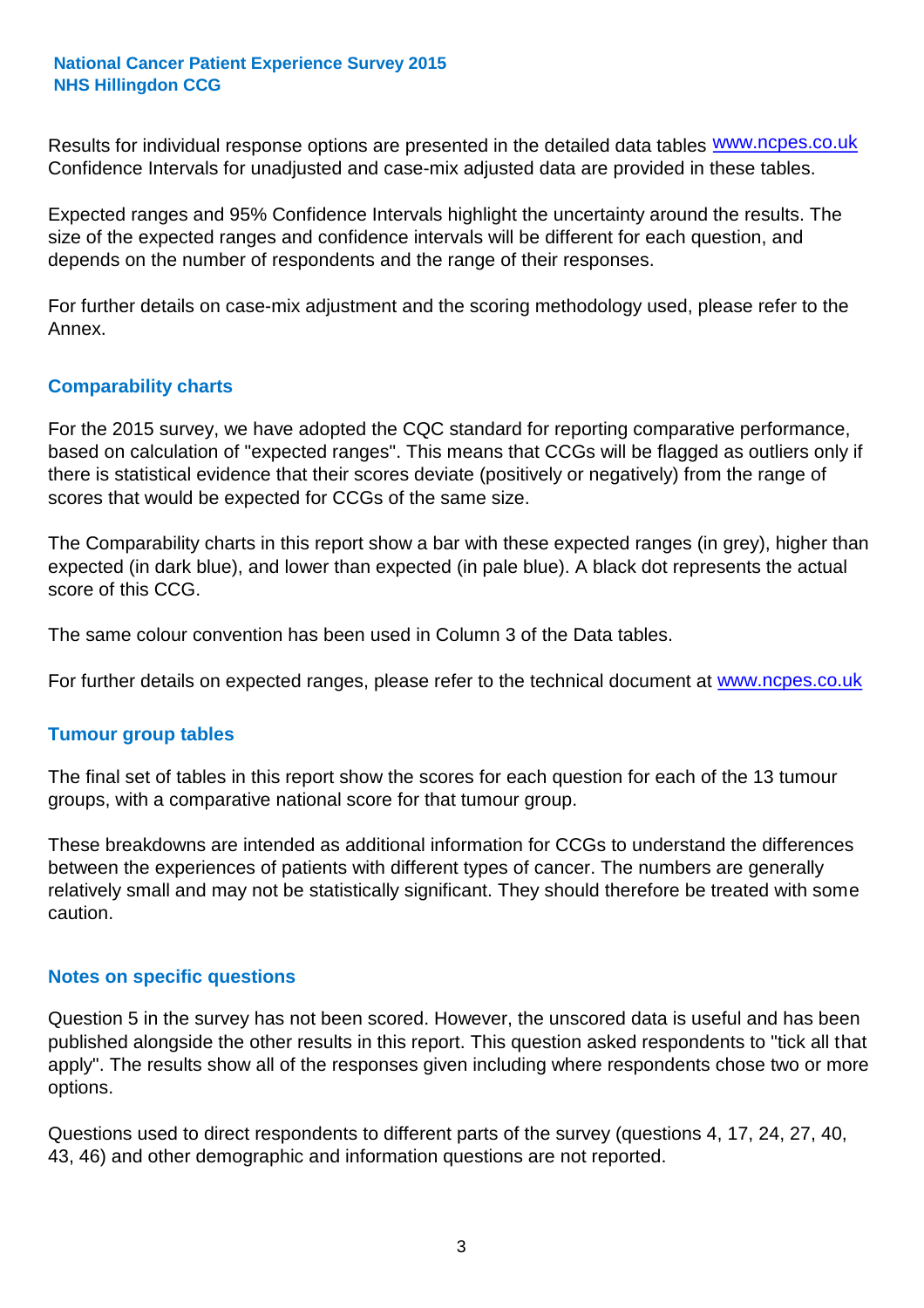Results for individual response options are presented in the detailed data tables www.ncpes.co.uk Confidence Intervals for unadjusted and case-mix adjusted data are provided in these tables.

Expected ranges and 95% Confidence Intervals highlight the uncertainty around the results. The size of the expected ranges and confidence intervals will be different for each question, and depends on the number of respondents and the range of their responses.

For further details on case-mix adjustment and the scoring methodology used, please refer to the Annex.

## Comparability charts

For the 2015 survey, we have adopted the CQC standard for reporting comparative performance, based on calculation of "expected ranges". This means that CCGs will be flagged as outliers only if there is statistical evidence that their scores deviate (positively or negatively) from the range of scores that would be expected for CCGs of the same size.

The Comparability charts in this report show a bar with these expected ranges (in grey), higher than expected (in dark blue), and lower than expected (in pale blue). A black dot represents the actual score of this CCG.

The same colour convention has been used in Column 3 of the Data tables.

For further details on expected ranges, please refer to the technical document at www.ncpes.co.uk

## Tumour group tables

The final set of tables in this report show the scores for each question for each of the 13 tumour groups, with a comparative national score for that tumour group.

These breakdowns are intended as additional information for CCGs to understand the differences between the experiences of patients with different types of cancer. The numbers are generally relatively small and may not be statistically significant. They should therefore be treated with some caution.

## Notes on specific questions

Question 5 in the survey has not been scored. However, the unscored data is useful and has been published alongside the other results in this report. This question asked respondents to "tick all that apply". The results show all of the responses given including where respondents chose two or more options.

Questions used to direct respondents to different parts of the survey (questions 4, 17, 24, 27, 40, 43, 46) and other demographic and information questions are not reported.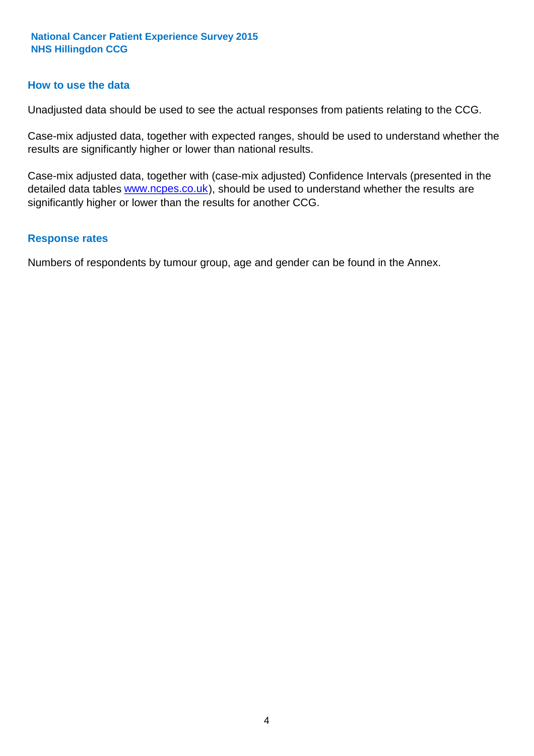## How to use the data

Unadjusted data should be used to see the actual responses from patients relating to the CCG.

Case-mix adjusted data, together with expected ranges, should be used to understand whether the results are significantly higher or lower than national results.

Case-mix adjusted data, together with (case-mix adjusted) Confidence Intervals (presented in the detailed data tables www.ncpes.co.uk), should be used to understand whether the results are significantly higher or lower than the results for another CCG.

## Response rates

Numbers of respondents by tumour group, age and gender can be found in the Annex.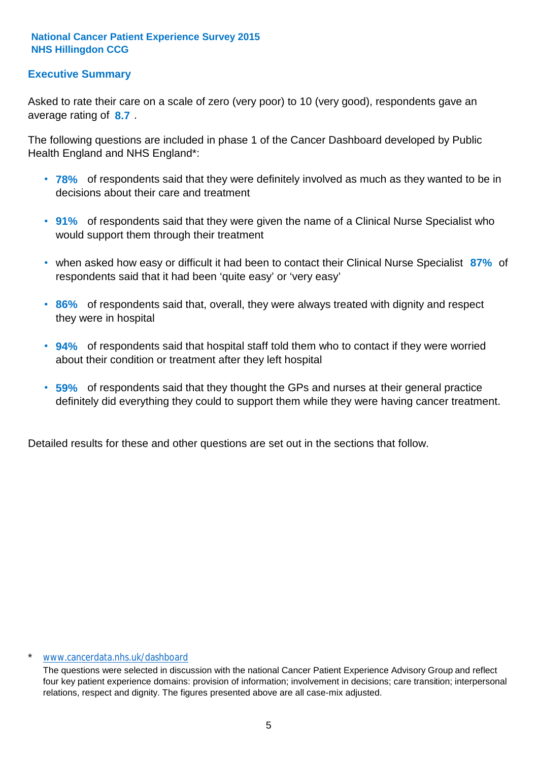**National Cancer Patient Experience Survey 2015**
**NHS Hillingdon CCG**

## Executive Summary

Asked to rate their care on a scale of zero (very poor) to 10 (very good), respondents gave an average rating of **8.7** .

The following questions are included in phase 1 of the Cancer Dashboard developed by Public Health England and NHS England*:

- **78%** of respondents said that they were definitely involved as much as they wanted to be in decisions about their care and treatment
- **91%** of respondents said that they were given the name of a Clinical Nurse Specialist who would support them through their treatment
- when asked how easy or difficult it had been to contact their Clinical Nurse Specialist **87%** of respondents said that it had been 'quite easy' or 'very easy'
- **86%** of respondents said that, overall, they were always treated with dignity and respect they were in hospital
- **94%** of respondents said that hospital staff told them who to contact if they were worried about their condition or treatment after they left hospital
- **59%** of respondents said that they thought the GPs and nurses at their general practice definitely did everything they could to support them while they were having cancer treatment.

Detailed results for these and other questions are set out in the sections that follow.

\* www.cancerdata.nhs.uk/dashboard

The questions were selected in discussion with the national Cancer Patient Experience Advisory Group and reflect four key patient experience domains: provision of information; involvement in decisions; care transition; interpersonal relations, respect and dignity. The figures presented above are all case-mix adjusted.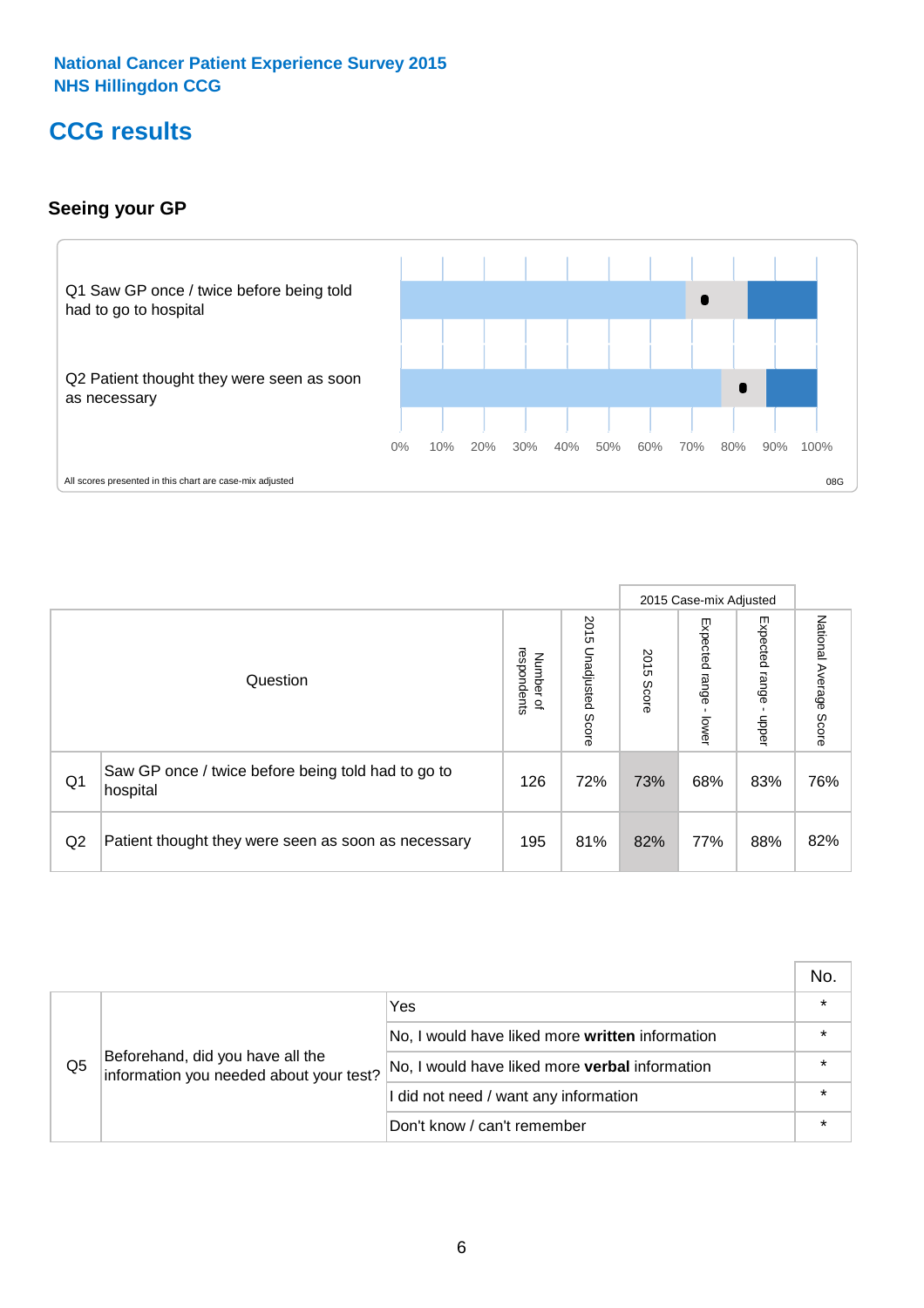National Cancer Patient Experience Survey 2015
NHS Hillingdon CCG

# CCG results

## Seeing your GP

Q1 Saw GP once / twice before being told had to go to hospital

Q2 Patient thought they were seen as soon as necessary

0% 10% 20% 30% 40% 50% 60% 70% 80% 90% 100%

All scores presented in this chart are case-mix adjusted

08G

| | Question | Number of respondents | 2015 Unadjusted Score | 2015 Case-mix Adjusted: 2015 Score | 2015 Case-mix Adjusted: Expected range - lower | 2015 Case-mix Adjusted: Expected range - upper | National Average Score |
|---|---|---|---|---|---|---|---|
| Q1 | Saw GP once / twice before being told had to go to hospital | 126 | 72% | 73% | 68% | 83% | 76% |
| Q2 | Patient thought they were seen as soon as necessary | 195 | 81% | 82% | 77% | 88% | 82% |

| | | | No. |
|---|---|---|---|
| Q5 | Beforehand, did you have all the information you needed about your test? | Yes | * |
| | | No, I would have liked more **written** information | * |
| | | No, I would have liked more **verbal** information | * |
| | | I did not need / want any information | * |
| | | Don't know / can't remember | * |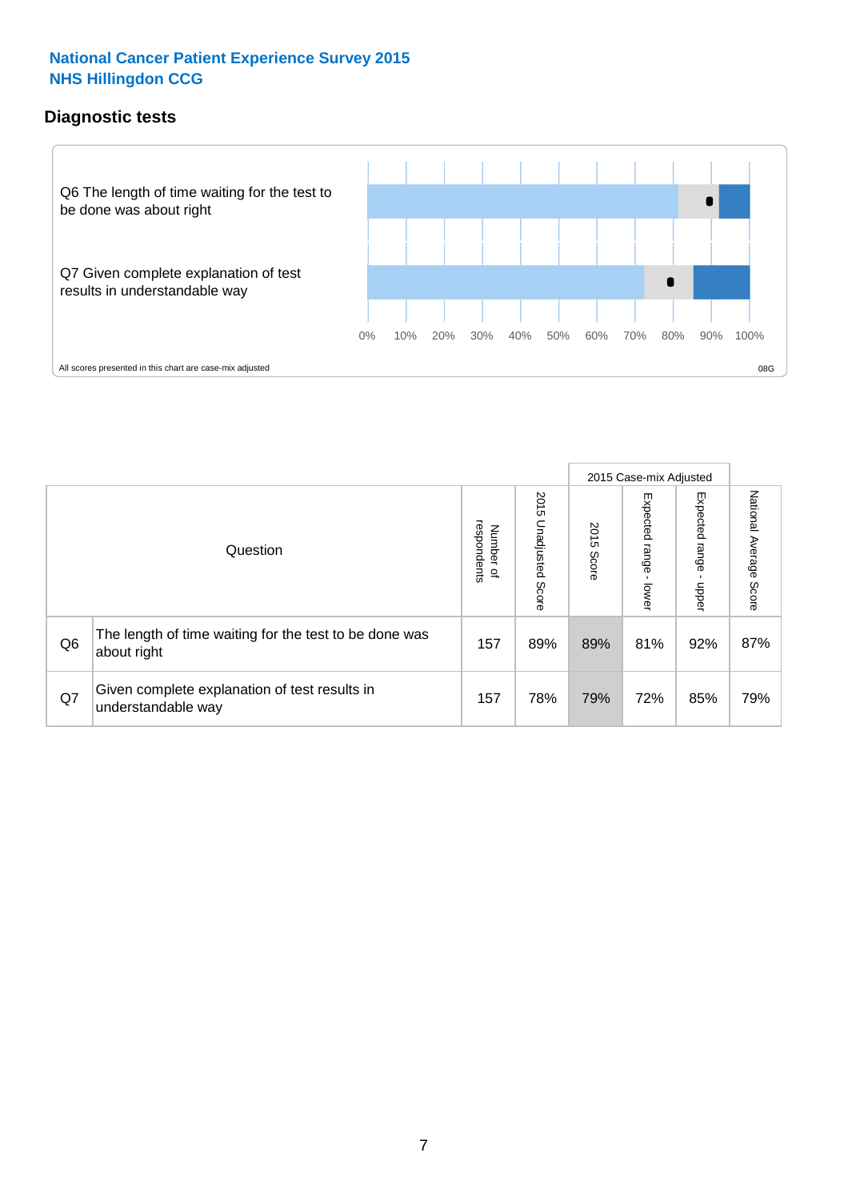National Cancer Patient Experience Survey 2015
NHS Hillingdon CCG

## Diagnostic tests

Q6 The length of time waiting for the test to be done was about right

Q7 Given complete explanation of test results in understandable way

0% 10% 20% 30% 40% 50% 60% 70% 80% 90% 100%

All scores presented in this chart are case-mix adjusted

08G

| | Question | Number of respondents | 2015 Unadjusted Score | 2015 Case-mix Adjusted: 2015 Score | 2015 Case-mix Adjusted: Expected range - lower | 2015 Case-mix Adjusted: Expected range - upper | National Average Score |
|---|---|---|---|---|---|---|---|
| Q6 | The length of time waiting for the test to be done was about right | 157 | 89% | 89% | 81% | 92% | 87% |
| Q7 | Given complete explanation of test results in understandable way | 157 | 78% | 79% | 72% | 85% | 79% |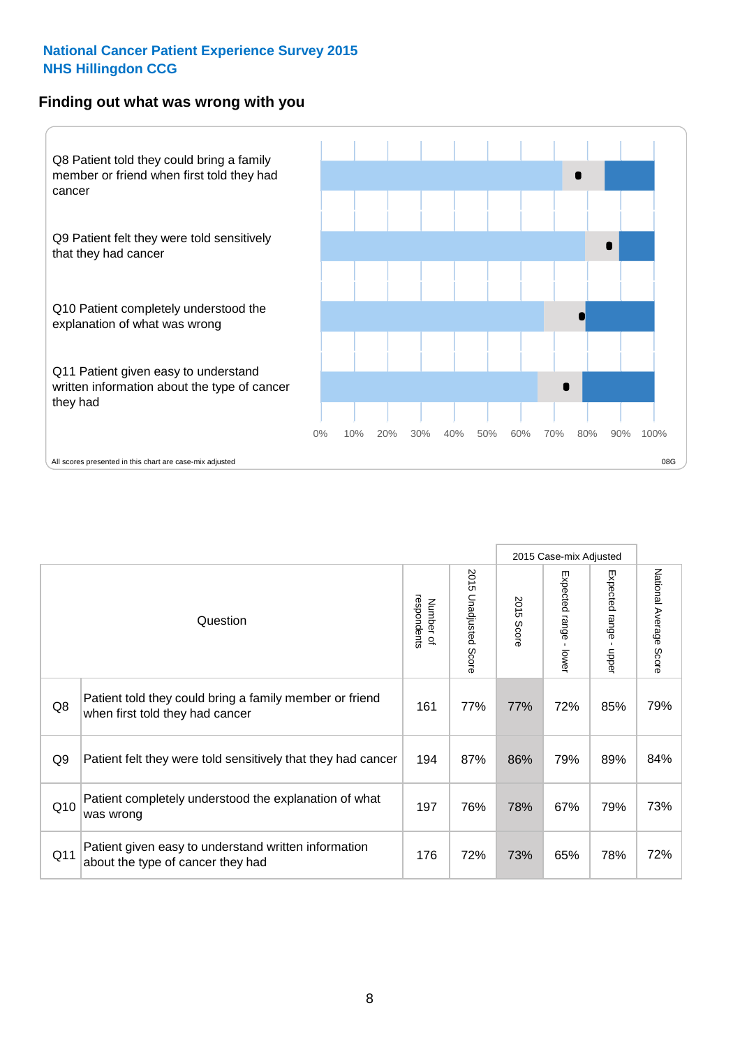**National Cancer Patient Experience Survey 2015**
**NHS Hillingdon CCG**

## Finding out what was wrong with you

Q8 Patient told they could bring a family member or friend when first told they had cancer

Q9 Patient felt they were told sensitively that they had cancer

Q10 Patient completely understood the explanation of what was wrong

Q11 Patient given easy to understand written information about the type of cancer they had

0% 10% 20% 30% 40% 50% 60% 70% 80% 90% 100%

All scores presented in this chart are case-mix adjusted

08G

| | Question | Number of respondents | 2015 Unadjusted Score | 2015 Case-mix Adjusted: 2015 Score | 2015 Case-mix Adjusted: Expected range - lower | 2015 Case-mix Adjusted: Expected range - upper | National Average Score |
|---|---|---|---|---|---|---|---|
| Q8 | Patient told they could bring a family member or friend when first told they had cancer | 161 | 77% | 77% | 72% | 85% | 79% |
| Q9 | Patient felt they were told sensitively that they had cancer | 194 | 87% | 86% | 79% | 89% | 84% |
| Q10 | Patient completely understood the explanation of what was wrong | 197 | 76% | 78% | 67% | 79% | 73% |
| Q11 | Patient given easy to understand written information about the type of cancer they had | 176 | 72% | 73% | 65% | 78% | 72% |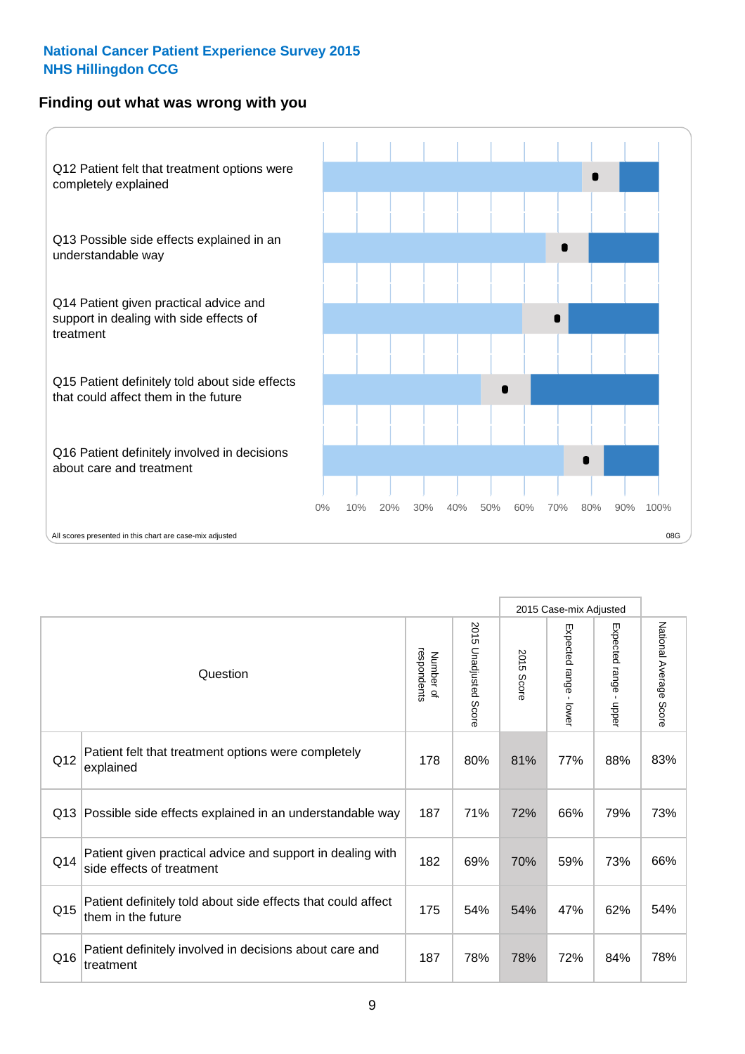**National Cancer Patient Experience Survey 2015**
**NHS Hillingdon CCG**

## Finding out what was wrong with you

Q12 Patient felt that treatment options were completely explained

Q13 Possible side effects explained in an understandable way

Q14 Patient given practical advice and support in dealing with side effects of treatment

Q15 Patient definitely told about side effects that could affect them in the future

Q16 Patient definitely involved in decisions about care and treatment

0% 10% 20% 30% 40% 50% 60% 70% 80% 90% 100%

All scores presented in this chart are case-mix adjusted

08G

| | Question | Number of respondents | 2015 Unadjusted Score | 2015 Case-mix Adjusted: 2015 Score | 2015 Case-mix Adjusted: Expected range - lower | 2015 Case-mix Adjusted: Expected range - upper | National Average Score |
|---|---|---|---|---|---|---|---|
| Q12 | Patient felt that treatment options were completely explained | 178 | 80% | 81% | 77% | 88% | 83% |
| Q13 | Possible side effects explained in an understandable way | 187 | 71% | 72% | 66% | 79% | 73% |
| Q14 | Patient given practical advice and support in dealing with side effects of treatment | 182 | 69% | 70% | 59% | 73% | 66% |
| Q15 | Patient definitely told about side effects that could affect them in the future | 175 | 54% | 54% | 47% | 62% | 54% |
| Q16 | Patient definitely involved in decisions about care and treatment | 187 | 78% | 78% | 72% | 84% | 78% |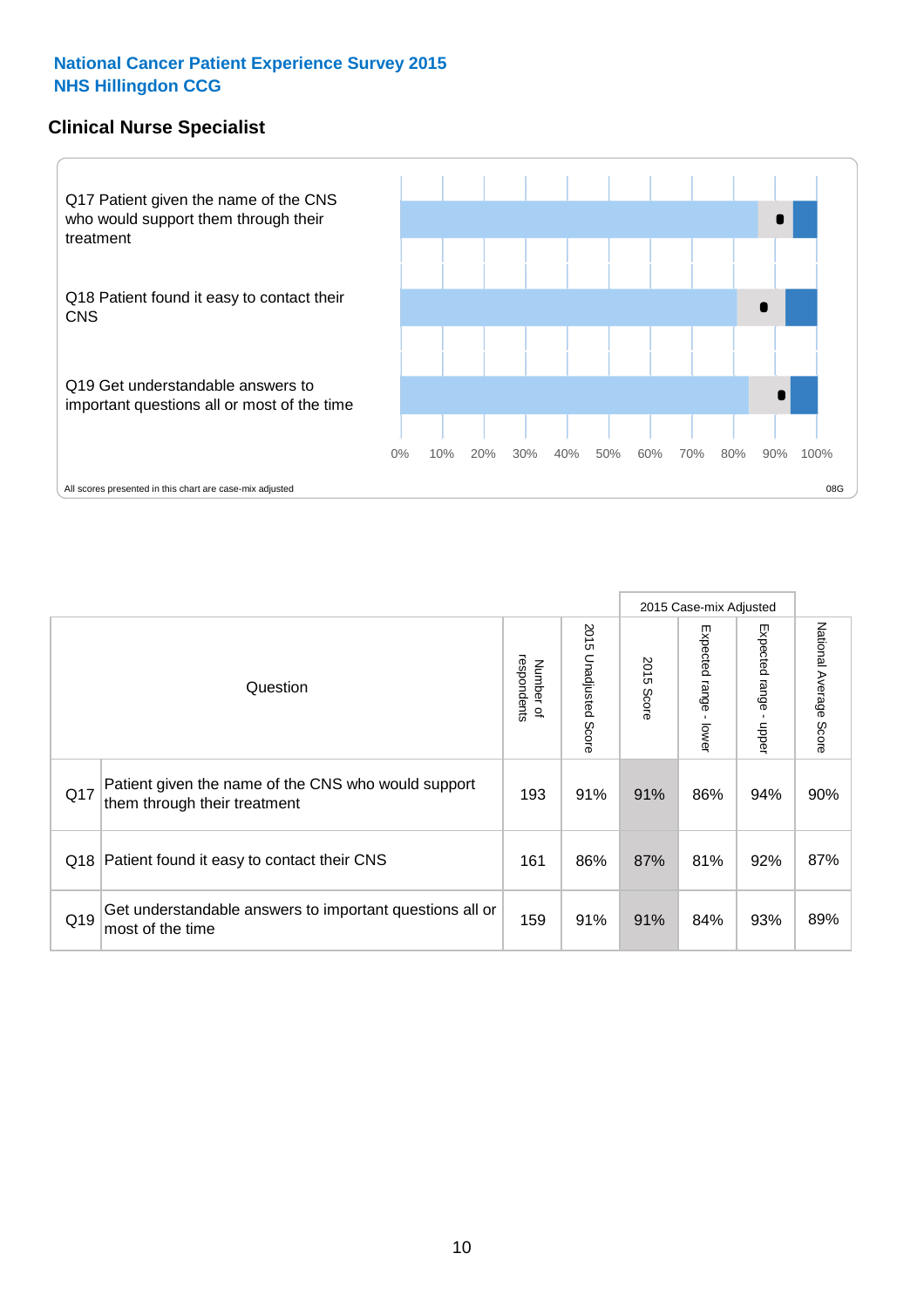**National Cancer Patient Experience Survey 2015**
**NHS Hillingdon CCG**

## Clinical Nurse Specialist

Q17 Patient given the name of the CNS who would support them through their treatment

Q18 Patient found it easy to contact their CNS

Q19 Get understandable answers to important questions all or most of the time

0% 10% 20% 30% 40% 50% 60% 70% 80% 90% 100%

All scores presented in this chart are case-mix adjusted

08G

| | Question | Number of respondents | 2015 Unadjusted Score | 2015 Case-mix Adjusted | | | National Average Score |
|---|---|---|---|---|---|---|---|
| | | | | 2015 Score | Expected range - lower | Expected range - upper | |
| Q17 | Patient given the name of the CNS who would support them through their treatment | 193 | 91% | 91% | 86% | 94% | 90% |
| Q18 | Patient found it easy to contact their CNS | 161 | 86% | 87% | 81% | 92% | 87% |
| Q19 | Get understandable answers to important questions all or most of the time | 159 | 91% | 91% | 84% | 93% | 89% |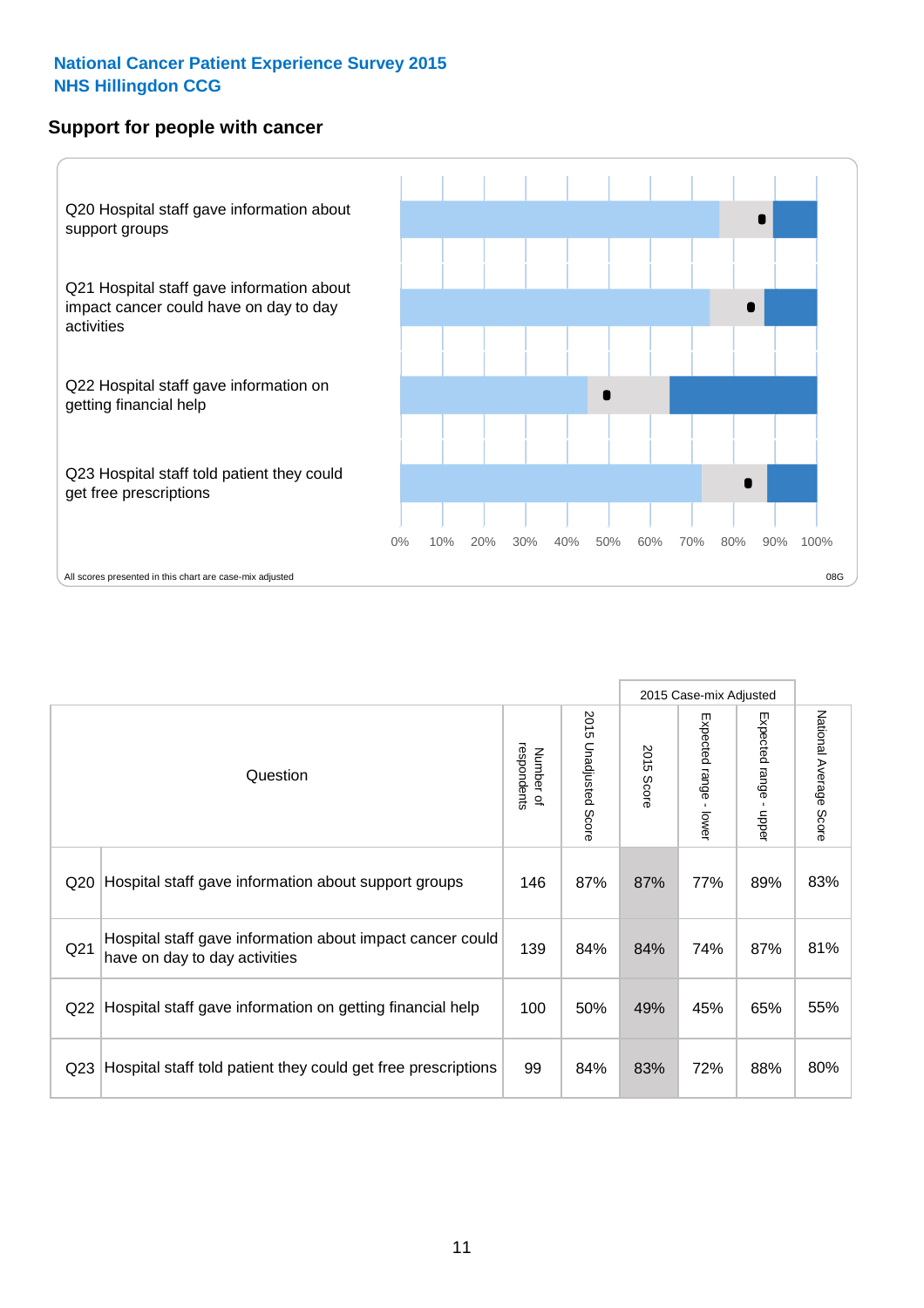**National Cancer Patient Experience Survey 2015**
**NHS Hillingdon CCG**

## Support for people with cancer

Q20 Hospital staff gave information about support groups

Q21 Hospital staff gave information about impact cancer could have on day to day activities

Q22 Hospital staff gave information on getting financial help

Q23 Hospital staff told patient they could get free prescriptions

0% 10% 20% 30% 40% 50% 60% 70% 80% 90% 100%

All scores presented in this chart are case-mix adjusted

08G

| Question | | Number of respondents | 2015 Unadjusted Score | 2015 Case-mix Adjusted | | | National Average Score |
|---|---|---|---|---|---|---|---|
| | | | | 2015 Score | Expected range - lower | Expected range - upper | |
| Q20 | Hospital staff gave information about support groups | 146 | 87% | 87% | 77% | 89% | 83% |
| Q21 | Hospital staff gave information about impact cancer could have on day to day activities | 139 | 84% | 84% | 74% | 87% | 81% |
| Q22 | Hospital staff gave information on getting financial help | 100 | 50% | 49% | 45% | 65% | 55% |
| Q23 | Hospital staff told patient they could get free prescriptions | 99 | 84% | 83% | 72% | 88% | 80% |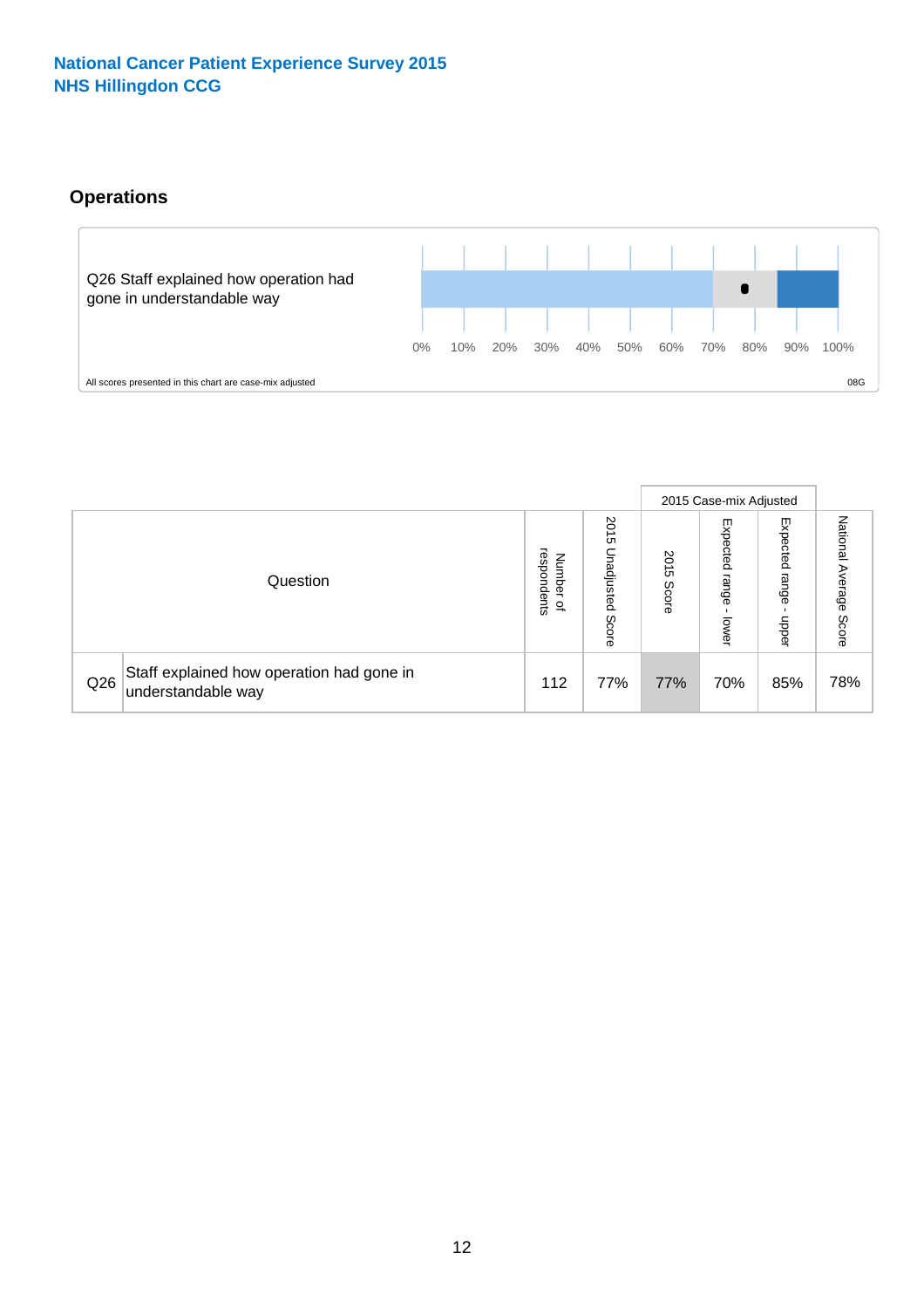**National Cancer Patient Experience Survey 2015**
**NHS Hillingdon CCG**

## Operations

Q26 Staff explained how operation had gone in understandable way

0% 10% 20% 30% 40% 50% 60% 70% 80% 90% 100%

All scores presented in this chart are case-mix adjusted

08G

| Question | | Number of respondents | 2015 Unadjusted Score | 2015 Case-mix Adjusted | | | National Average Score |
|---|---|---|---|---|---|---|---|
| | | | | 2015 Score | Expected range - lower | Expected range - upper | |
| Q26 | Staff explained how operation had gone in understandable way | 112 | 77% | 77% | 70% | 85% | 78% |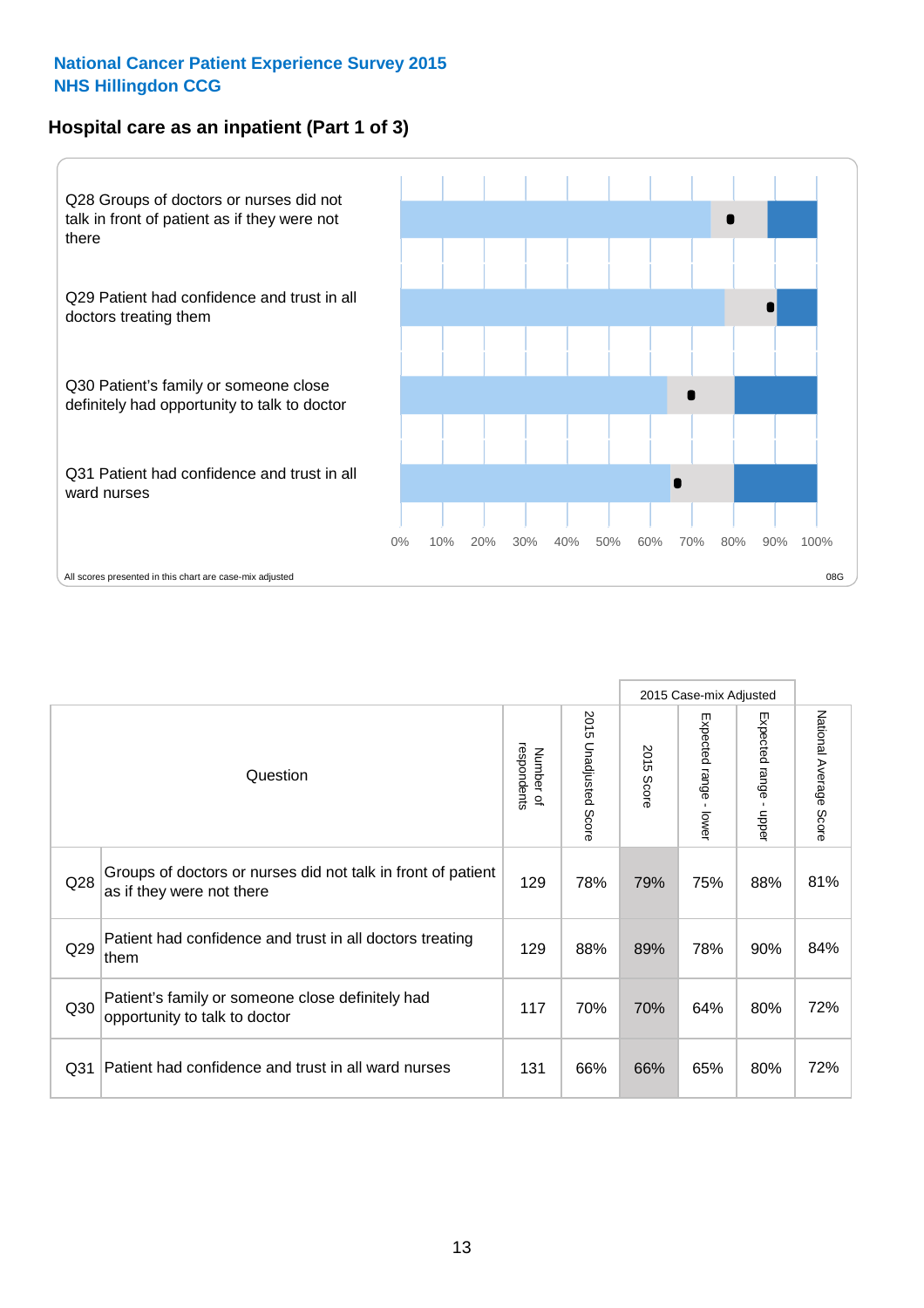**National Cancer Patient Experience Survey 2015**
**NHS Hillingdon CCG**

## Hospital care as an inpatient (Part 1 of 3)

Q28 Groups of doctors or nurses did not talk in front of patient as if they were not there

Q29 Patient had confidence and trust in all doctors treating them

Q30 Patient's family or someone close definitely had opportunity to talk to doctor

Q31 Patient had confidence and trust in all ward nurses

0% 10% 20% 30% 40% 50% 60% 70% 80% 90% 100%

All scores presented in this chart are case-mix adjusted

08G

| Question | | Number of respondents | 2015 Unadjusted Score | 2015 Case-mix Adjusted: 2015 Score | 2015 Case-mix Adjusted: Expected range - lower | 2015 Case-mix Adjusted: Expected range - upper | National Average Score |
|---|---|---|---|---|---|---|---|
| Q28 | Groups of doctors or nurses did not talk in front of patient as if they were not there | 129 | 78% | 79% | 75% | 88% | 81% |
| Q29 | Patient had confidence and trust in all doctors treating them | 129 | 88% | 89% | 78% | 90% | 84% |
| Q30 | Patient's family or someone close definitely had opportunity to talk to doctor | 117 | 70% | 70% | 64% | 80% | 72% |
| Q31 | Patient had confidence and trust in all ward nurses | 131 | 66% | 66% | 65% | 80% | 72% |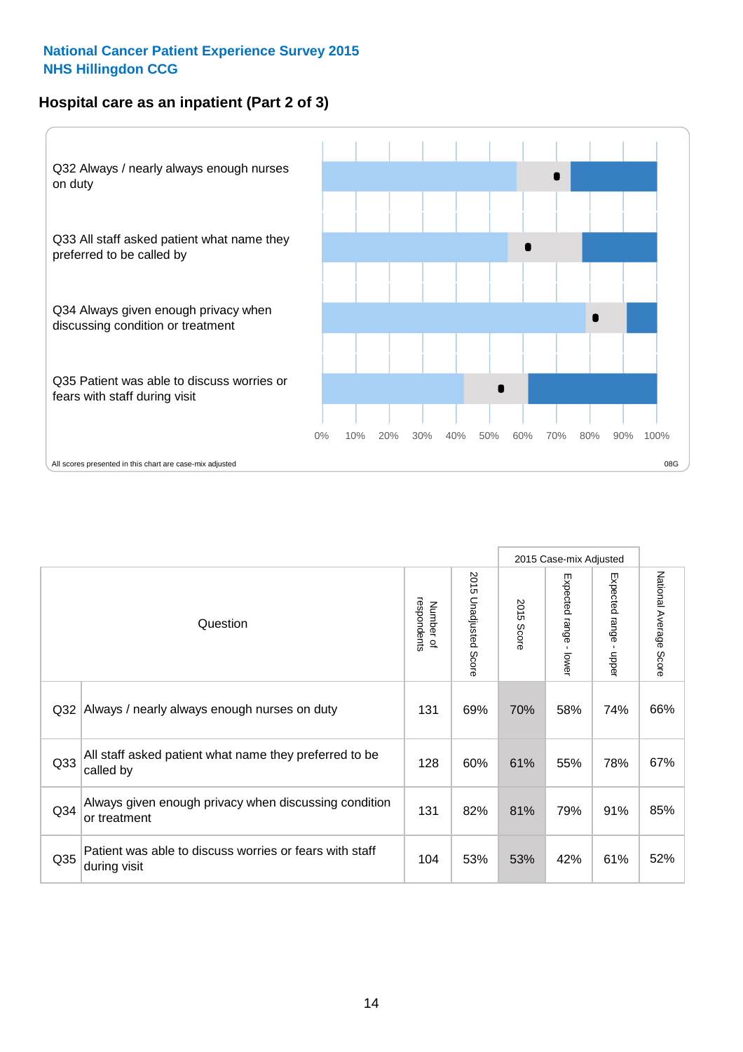**National Cancer Patient Experience Survey 2015**
**NHS Hillingdon CCG**

## Hospital care as an inpatient (Part 2 of 3)

Q32 Always / nearly always enough nurses on duty

Q33 All staff asked patient what name they preferred to be called by

Q34 Always given enough privacy when discussing condition or treatment

Q35 Patient was able to discuss worries or fears with staff during visit

0% 10% 20% 30% 40% 50% 60% 70% 80% 90% 100%

All scores presented in this chart are case-mix adjusted

08G

| Question | | Number of respondents | 2015 Unadjusted Score | 2015 Case-mix Adjusted: 2015 Score | 2015 Case-mix Adjusted: Expected range - lower | 2015 Case-mix Adjusted: Expected range - upper | National Average Score |
|---|---|---|---|---|---|---|---|
| Q32 | Always / nearly always enough nurses on duty | 131 | 69% | 70% | 58% | 74% | 66% |
| Q33 | All staff asked patient what name they preferred to be called by | 128 | 60% | 61% | 55% | 78% | 67% |
| Q34 | Always given enough privacy when discussing condition or treatment | 131 | 82% | 81% | 79% | 91% | 85% |
| Q35 | Patient was able to discuss worries or fears with staff during visit | 104 | 53% | 53% | 42% | 61% | 52% |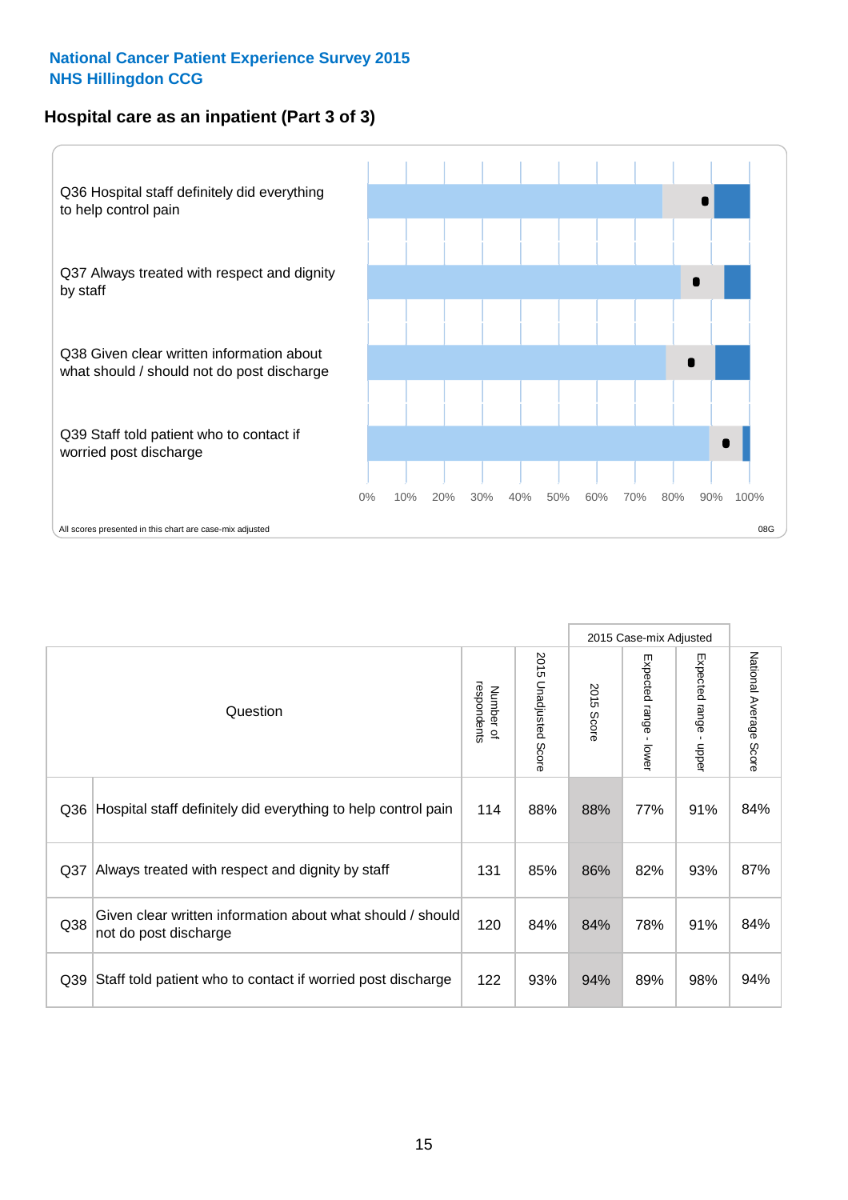National Cancer Patient Experience Survey 2015
NHS Hillingdon CCG

## Hospital care as an inpatient (Part 3 of 3)

Q36 Hospital staff definitely did everything to help control pain

Q37 Always treated with respect and dignity by staff

Q38 Given clear written information about what should / should not do post discharge

Q39 Staff told patient who to contact if worried post discharge

0% 10% 20% 30% 40% 50% 60% 70% 80% 90% 100%

All scores presented in this chart are case-mix adjusted

08G

| Question | | Number of respondents | 2015 Unadjusted Score | 2015 Case-mix Adjusted | | | National Average Score |
|---|---|---|---|---|---|---|---|
| | | | | 2015 Score | Expected range - lower | Expected range - upper | |
| Q36 | Hospital staff definitely did everything to help control pain | 114 | 88% | 88% | 77% | 91% | 84% |
| Q37 | Always treated with respect and dignity by staff | 131 | 85% | 86% | 82% | 93% | 87% |
| Q38 | Given clear written information about what should / should not do post discharge | 120 | 84% | 84% | 78% | 91% | 84% |
| Q39 | Staff told patient who to contact if worried post discharge | 122 | 93% | 94% | 89% | 98% | 94% |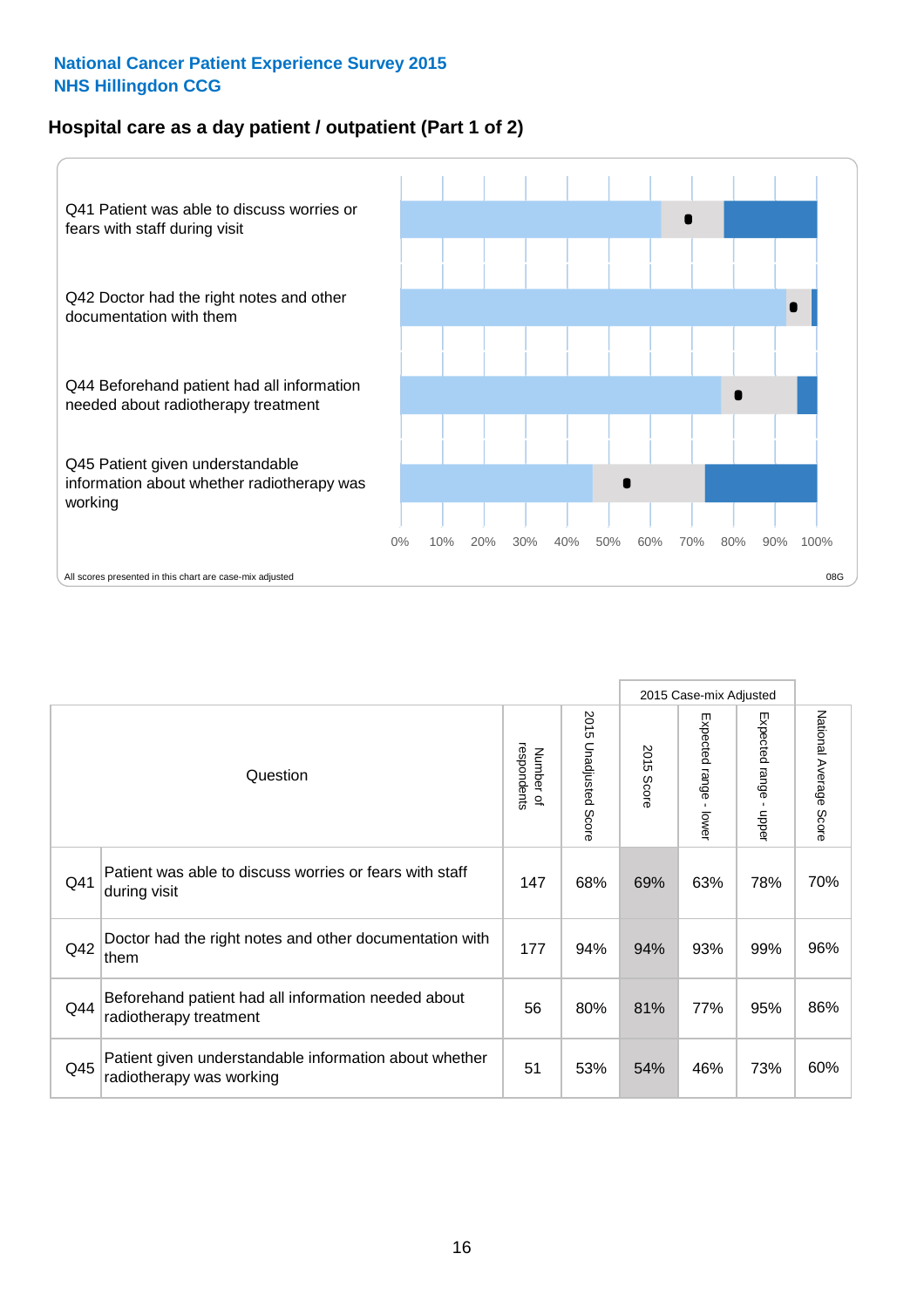**National Cancer Patient Experience Survey 2015**
**NHS Hillingdon CCG**

## Hospital care as a day patient / outpatient (Part 1 of 2)

Q41 Patient was able to discuss worries or fears with staff during visit

Q42 Doctor had the right notes and other documentation with them

Q44 Beforehand patient had all information needed about radiotherapy treatment

Q45 Patient given understandable information about whether radiotherapy was working

0% 10% 20% 30% 40% 50% 60% 70% 80% 90% 100%

All scores presented in this chart are case-mix adjusted

08G

| | Question | Number of respondents | 2015 Unadjusted Score | 2015 Case-mix Adjusted: 2015 Score | 2015 Case-mix Adjusted: Expected range - lower | 2015 Case-mix Adjusted: Expected range - upper | National Average Score |
|---|---|---|---|---|---|---|---|
| Q41 | Patient was able to discuss worries or fears with staff during visit | 147 | 68% | 69% | 63% | 78% | 70% |
| Q42 | Doctor had the right notes and other documentation with them | 177 | 94% | 94% | 93% | 99% | 96% |
| Q44 | Beforehand patient had all information needed about radiotherapy treatment | 56 | 80% | 81% | 77% | 95% | 86% |
| Q45 | Patient given understandable information about whether radiotherapy was working | 51 | 53% | 54% | 46% | 73% | 60% |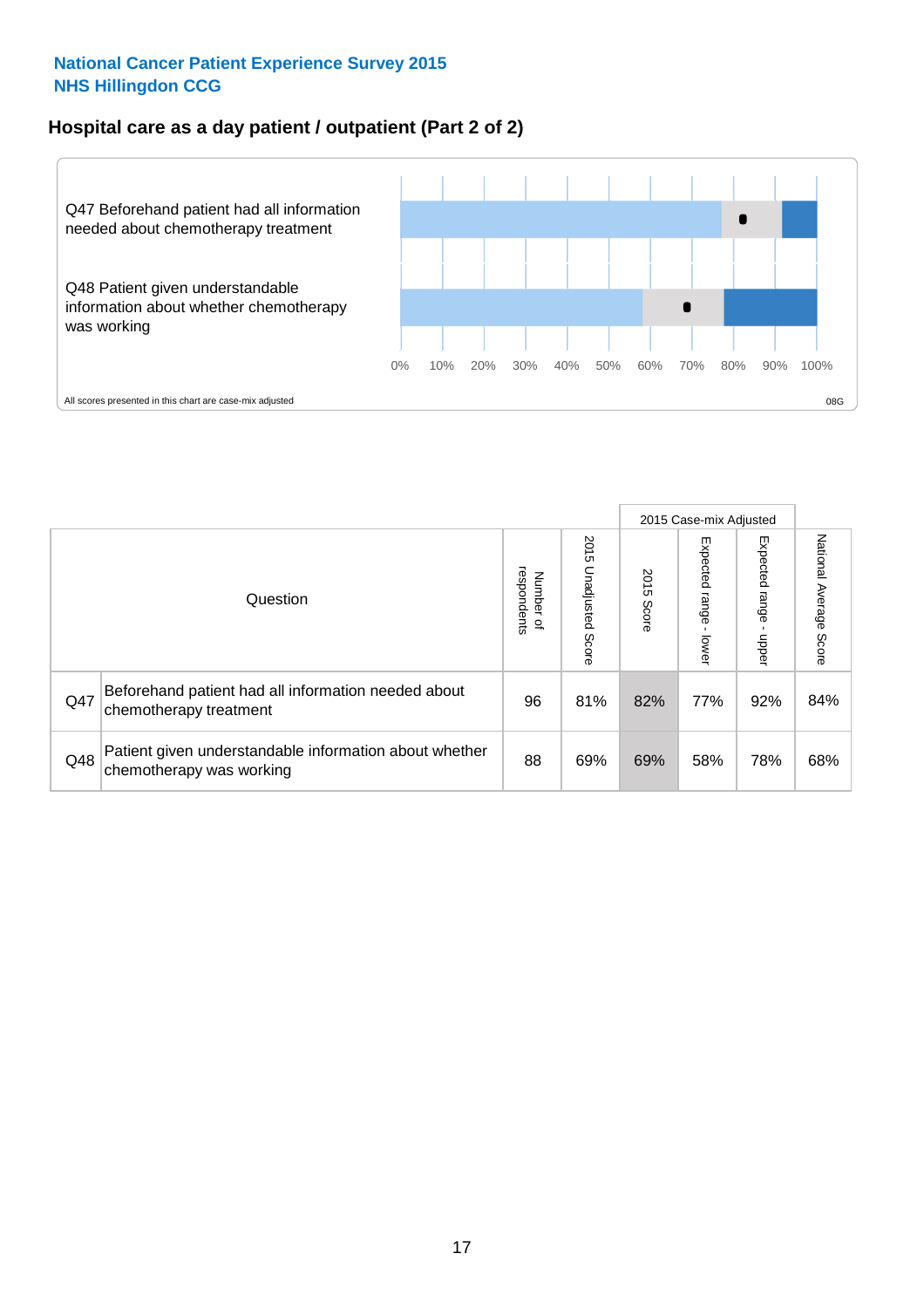**National Cancer Patient Experience Survey 2015**
**NHS Hillingdon CCG**

## Hospital care as a day patient / outpatient (Part 2 of 2)

Q47 Beforehand patient had all information needed about chemotherapy treatment

Q48 Patient given understandable information about whether chemotherapy was working

0% 10% 20% 30% 40% 50% 60% 70% 80% 90% 100%

All scores presented in this chart are case-mix adjusted

08G

| Question | | Number of respondents | 2015 Unadjusted Score | 2015 Case-mix Adjusted 2015 Score | Expected range - lower | Expected range - upper | National Average Score |
|---|---|---|---|---|---|---|---|
| Q47 | Beforehand patient had all information needed about chemotherapy treatment | 96 | 81% | 82% | 77% | 92% | 84% |
| Q48 | Patient given understandable information about whether chemotherapy was working | 88 | 69% | 69% | 58% | 78% | 68% |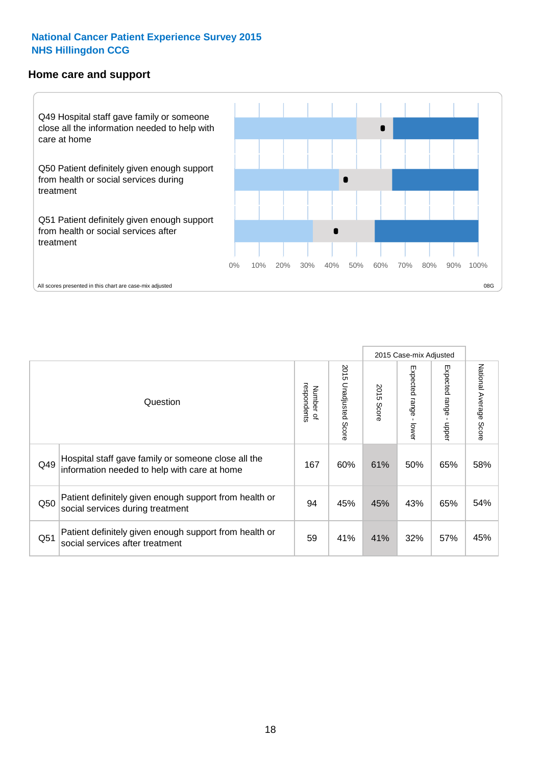## National Cancer Patient Experience Survey 2015
## NHS Hillingdon CCG

### Home care and support

Q49 Hospital staff gave family or someone close all the information needed to help with care at home

Q50 Patient definitely given enough support from health or social services during treatment

Q51 Patient definitely given enough support from health or social services after treatment

0% 10% 20% 30% 40% 50% 60% 70% 80% 90% 100%

All scores presented in this chart are case-mix adjusted

08G

| | Question | Number of respondents | 2015 Unadjusted Score | 2015 Case-mix Adjusted | | | National Average Score |
|---|---|---|---|---|---|---|---|
| | | | | 2015 Score | Expected range - lower | Expected range - upper | |
| Q49 | Hospital staff gave family or someone close all the information needed to help with care at home | 167 | 60% | 61% | 50% | 65% | 58% |
| Q50 | Patient definitely given enough support from health or social services during treatment | 94 | 45% | 45% | 43% | 65% | 54% |
| Q51 | Patient definitely given enough support from health or social services after treatment | 59 | 41% | 41% | 32% | 57% | 45% |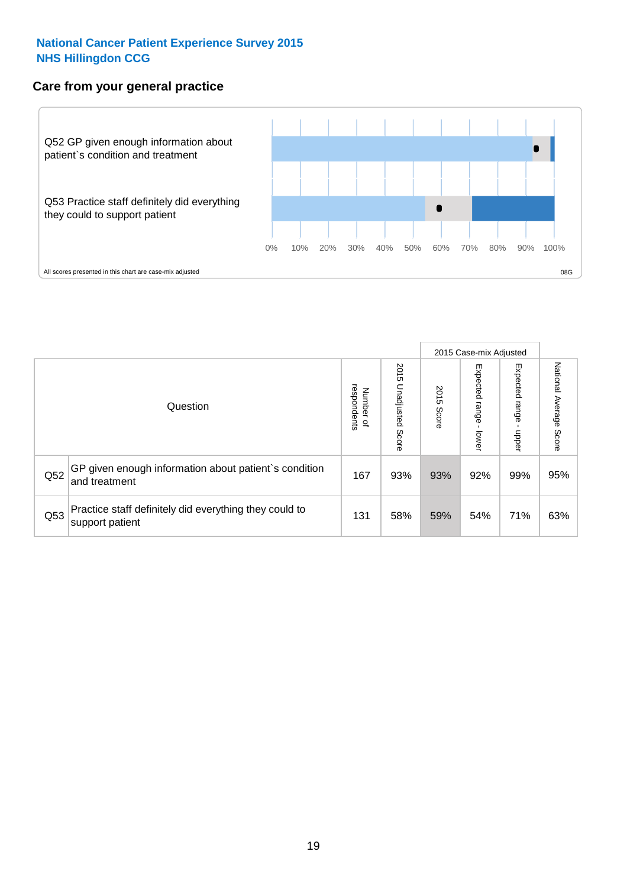National Cancer Patient Experience Survey 2015
NHS Hillingdon CCG

## Care from your general practice

Q52 GP given enough information about patient`s condition and treatment

Q53 Practice staff definitely did everything they could to support patient

0% 10% 20% 30% 40% 50% 60% 70% 80% 90% 100%

All scores presented in this chart are case-mix adjusted

08G

| Question | | Number of respondents | 2015 Unadjusted Score | 2015 Case-mix Adjusted | | | National Average Score |
|---|---|---|---|---|---|---|---|
| | | | | 2015 Score | Expected range - lower | Expected range - upper | |
| Q52 | GP given enough information about patient`s condition and treatment | 167 | 93% | 93% | 92% | 99% | 95% |
| Q53 | Practice staff definitely did everything they could to support patient | 131 | 58% | 59% | 54% | 71% | 63% |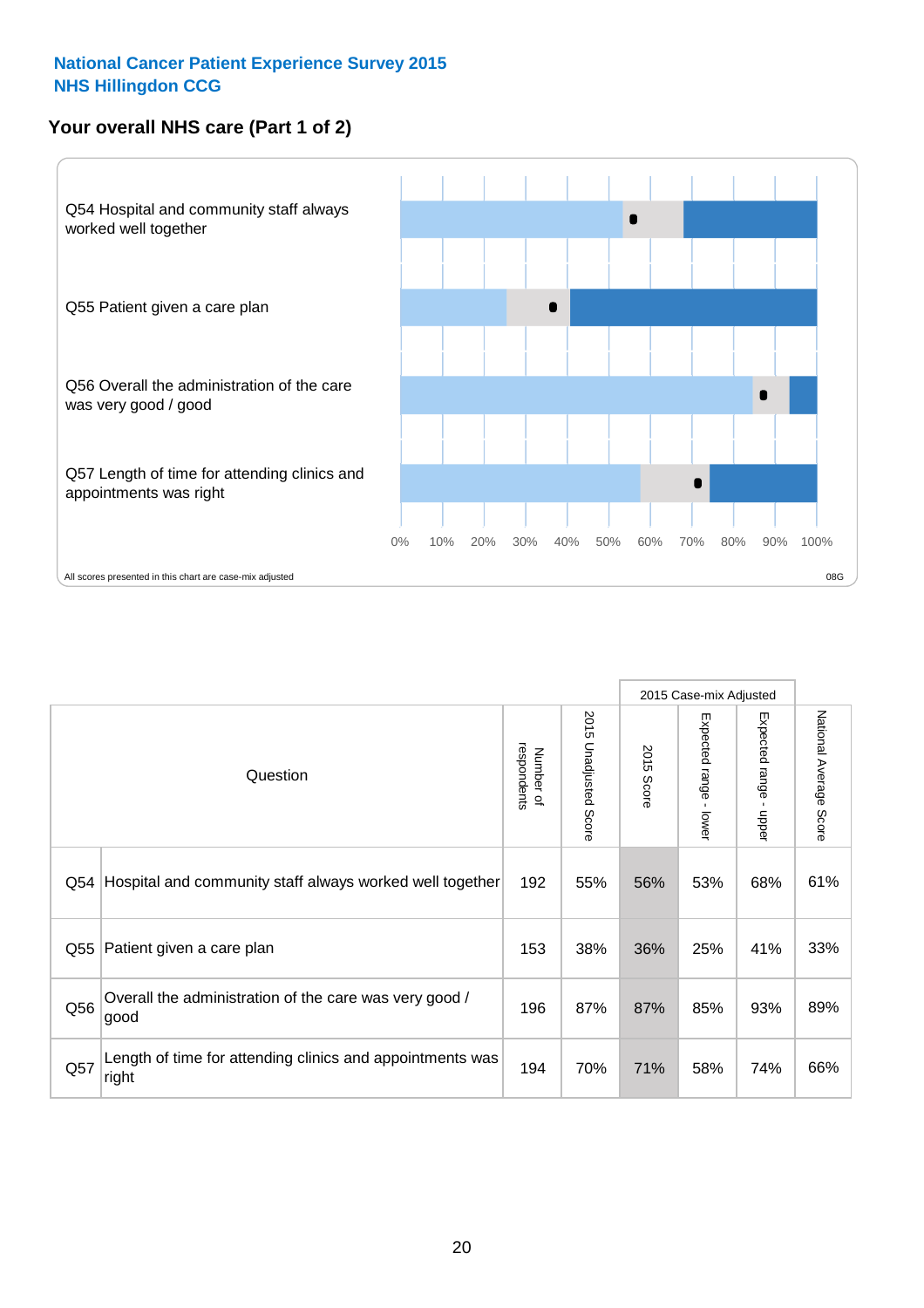National Cancer Patient Experience Survey 2015
NHS Hillingdon CCG

## Your overall NHS care (Part 1 of 2)

Q54 Hospital and community staff always worked well together

Q55 Patient given a care plan

Q56 Overall the administration of the care was very good / good

Q57 Length of time for attending clinics and appointments was right

0% 10% 20% 30% 40% 50% 60% 70% 80% 90% 100%

All scores presented in this chart are case-mix adjusted

08G

| | Question | Number of respondents | 2015 Unadjusted Score | 2015 Case-mix Adjusted: 2015 Score | 2015 Case-mix Adjusted: Expected range - lower | 2015 Case-mix Adjusted: Expected range - upper | National Average Score |
|---|---|---|---|---|---|---|---|
| Q54 | Hospital and community staff always worked well together | 192 | 55% | 56% | 53% | 68% | 61% |
| Q55 | Patient given a care plan | 153 | 38% | 36% | 25% | 41% | 33% |
| Q56 | Overall the administration of the care was very good / good | 196 | 87% | 87% | 85% | 93% | 89% |
| Q57 | Length of time for attending clinics and appointments was right | 194 | 70% | 71% | 58% | 74% | 66% |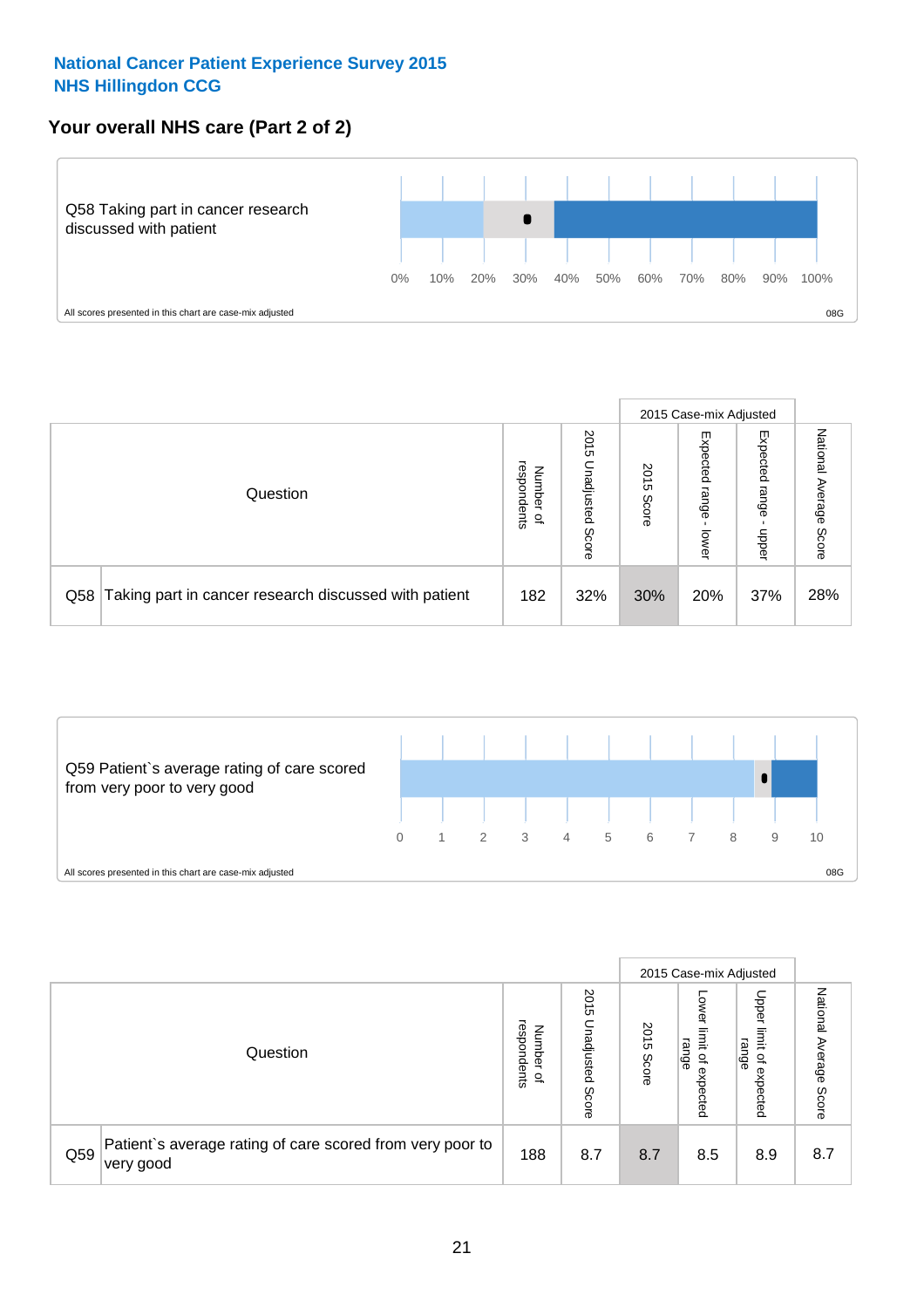**National Cancer Patient Experience Survey 2015**
**NHS Hillingdon CCG**

## Your overall NHS care (Part 2 of 2)

Q58 Taking part in cancer research discussed with patient

0% 10% 20% 30% 40% 50% 60% 70% 80% 90% 100%

All scores presented in this chart are case-mix adjusted

08G

| Question | | Number of respondents | 2015 Unadjusted Score | 2015 Case-mix Adjusted | | | National Average Score |
|---|---|---|---|---|---|---|---|
| | | | | 2015 Score | Expected range - lower | Expected range - upper | |
| Q58 | Taking part in cancer research discussed with patient | 182 | 32% | 30% | 20% | 37% | 28% |

Q59 Patient`s average rating of care scored from very poor to very good

0 1 2 3 4 5 6 7 8 9 10

All scores presented in this chart are case-mix adjusted

08G

| Question | | Number of respondents | 2015 Unadjusted Score | 2015 Case-mix Adjusted | | | National Average Score |
|---|---|---|---|---|---|---|---|
| | | | | 2015 Score | Lower limit of expected range | Upper limit of expected range | |
| Q59 | Patient`s average rating of care scored from very poor to very good | 188 | 8.7 | 8.7 | 8.5 | 8.9 | 8.7 |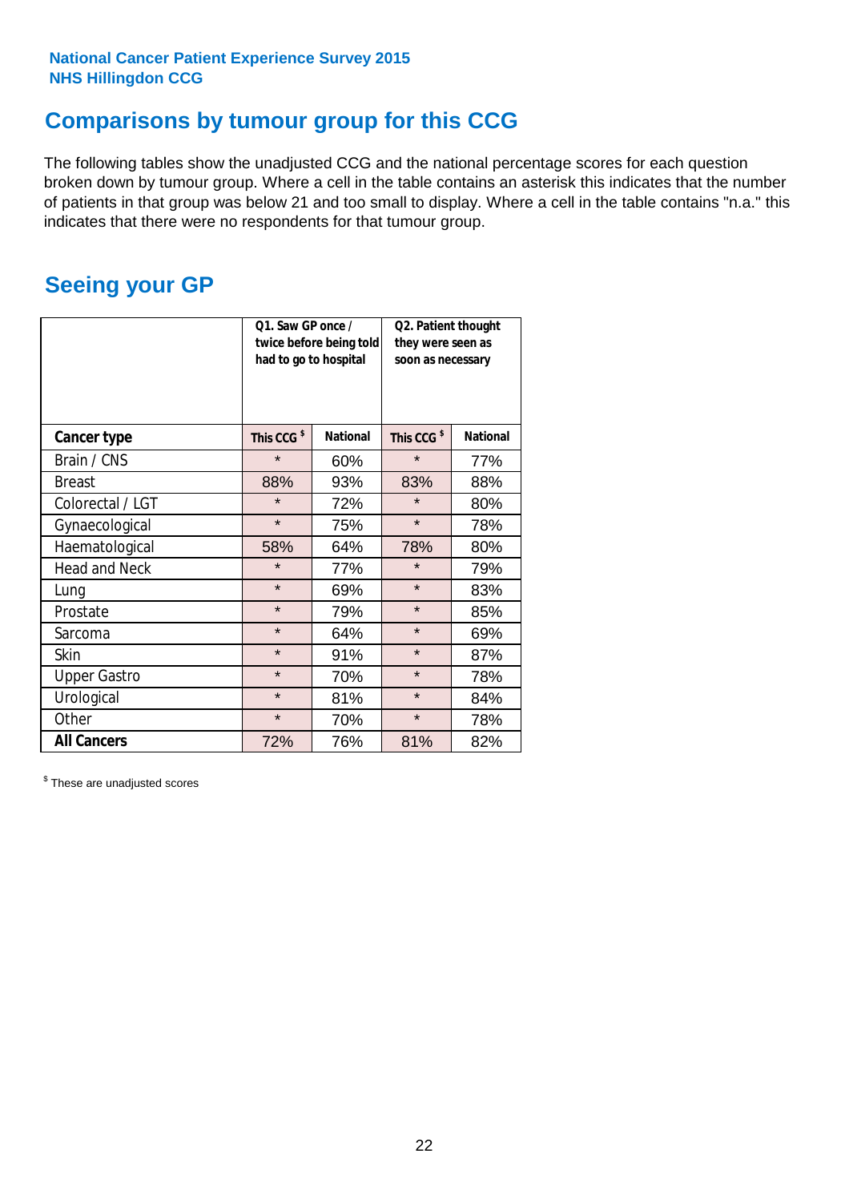National Cancer Patient Experience Survey 2015
NHS Hillingdon CCG

## Comparisons by tumour group for this CCG

The following tables show the unadjusted CCG and the national percentage scores for each question broken down by tumour group. Where a cell in the table contains an asterisk this indicates that the number of patients in that group was below 21 and too small to display. Where a cell in the table contains "n.a." this indicates that there were no respondents for that tumour group.

## Seeing your GP

| | Q1. Saw GP once / twice before being told had to go to hospital | | Q2. Patient thought they were seen as soon as necessary | |
|---|---|---|---|---|
| **Cancer type** | This CCG $ | National | This CCG $ | National |
| Brain / CNS | * | 60% | * | 77% |
| Breast | 88% | 93% | 83% | 88% |
| Colorectal / LGT | * | 72% | * | 80% |
| Gynaecological | * | 75% | * | 78% |
| Haematological | 58% | 64% | 78% | 80% |
| Head and Neck | * | 77% | * | 79% |
| Lung | * | 69% | * | 83% |
| Prostate | * | 79% | * | 85% |
| Sarcoma | * | 64% | * | 69% |
| Skin | * | 91% | * | 87% |
| Upper Gastro | * | 70% | * | 78% |
| Urological | * | 81% | * | 84% |
| Other | * | 70% | * | 78% |
| **All Cancers** | 72% | 76% | 81% | 82% |

$ These are unadjusted scores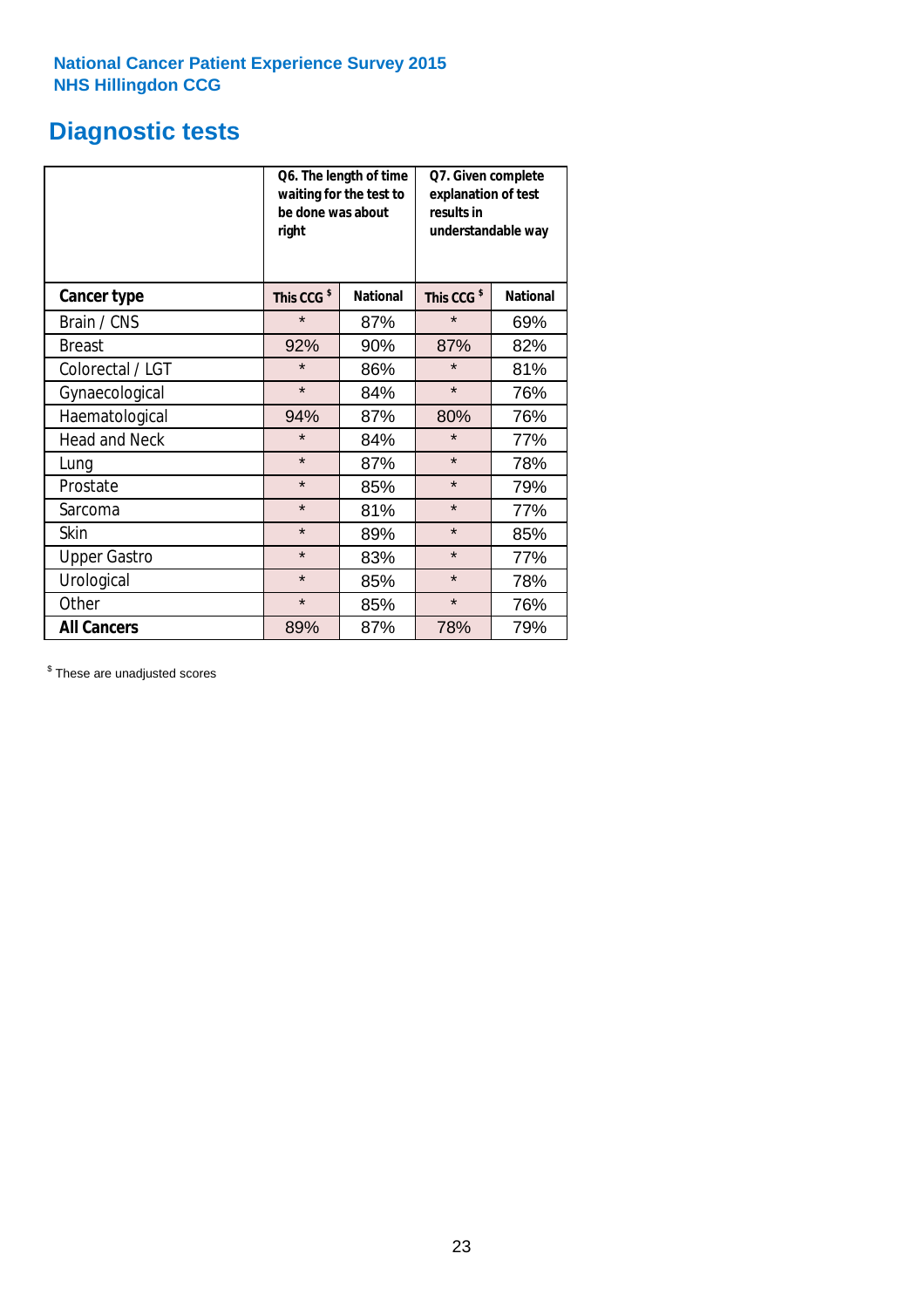National Cancer Patient Experience Survey 2015
NHS Hillingdon CCG

## Diagnostic tests

| | Q6. The length of time waiting for the test to be done was about right | | Q7. Given complete explanation of test results in understandable way | |
|---|---|---|---|---|
| **Cancer type** | **This CCG $** | **National** | **This CCG $** | **National** |
| Brain / CNS | * | 87% | * | 69% |
| Breast | 92% | 90% | 87% | 82% |
| Colorectal / LGT | * | 86% | * | 81% |
| Gynaecological | * | 84% | * | 76% |
| Haematological | 94% | 87% | 80% | 76% |
| Head and Neck | * | 84% | * | 77% |
| Lung | * | 87% | * | 78% |
| Prostate | * | 85% | * | 79% |
| Sarcoma | * | 81% | * | 77% |
| Skin | * | 89% | * | 85% |
| Upper Gastro | * | 83% | * | 77% |
| Urological | * | 85% | * | 78% |
| Other | * | 85% | * | 76% |
| **All Cancers** | 89% | 87% | 78% | 79% |

$ These are unadjusted scores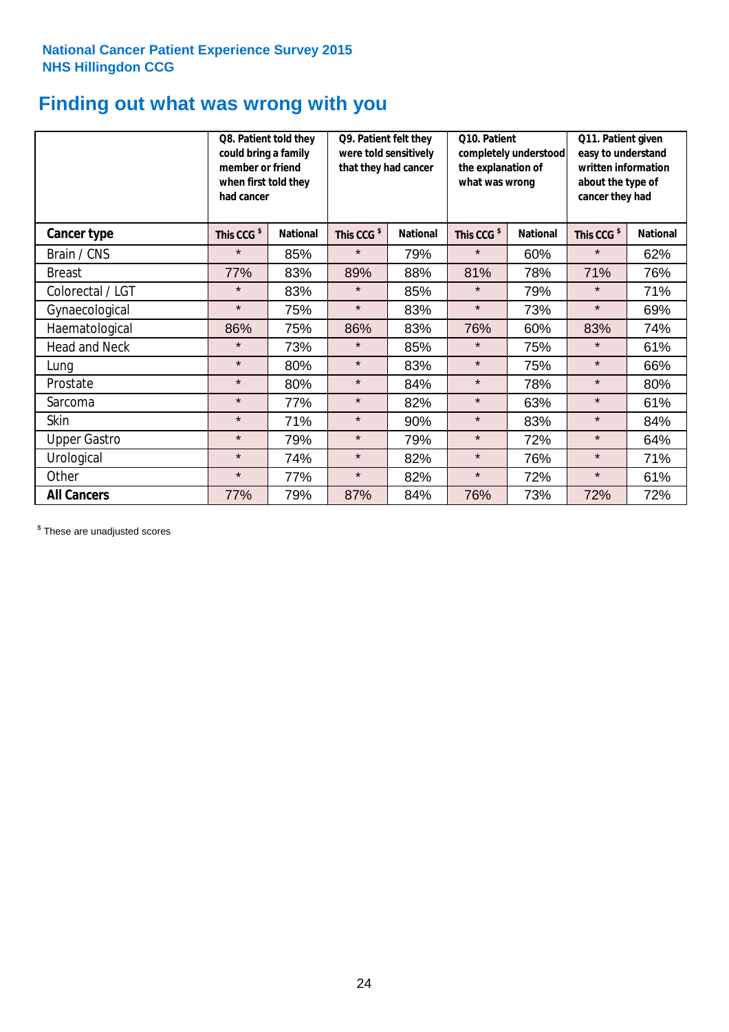National Cancer Patient Experience Survey 2015
NHS Hillingdon CCG

# Finding out what was wrong with you

| | Q8. Patient told they could bring a family member or friend when first told they had cancer | | Q9. Patient felt they were told sensitively that they had cancer | | Q10. Patient completely understood the explanation of what was wrong | | Q11. Patient given easy to understand written information about the type of cancer they had | |
|---|---|---|---|---|---|---|---|---|
| **Cancer type** | **This CCG $** | **National** | **This CCG $** | **National** | **This CCG $** | **National** | **This CCG $** | **National** |
| Brain / CNS | * | 85% | * | 79% | * | 60% | * | 62% |
| Breast | 77% | 83% | 89% | 88% | 81% | 78% | 71% | 76% |
| Colorectal / LGT | * | 83% | * | 85% | * | 79% | * | 71% |
| Gynaecological | * | 75% | * | 83% | * | 73% | * | 69% |
| Haematological | 86% | 75% | 86% | 83% | 76% | 60% | 83% | 74% |
| Head and Neck | * | 73% | * | 85% | * | 75% | * | 61% |
| Lung | * | 80% | * | 83% | * | 75% | * | 66% |
| Prostate | * | 80% | * | 84% | * | 78% | * | 80% |
| Sarcoma | * | 77% | * | 82% | * | 63% | * | 61% |
| Skin | * | 71% | * | 90% | * | 83% | * | 84% |
| Upper Gastro | * | 79% | * | 79% | * | 72% | * | 64% |
| Urological | * | 74% | * | 82% | * | 76% | * | 71% |
| Other | * | 77% | * | 82% | * | 72% | * | 61% |
| **All Cancers** | 77% | 79% | 87% | 84% | 76% | 73% | 72% | 72% |

$ These are unadjusted scores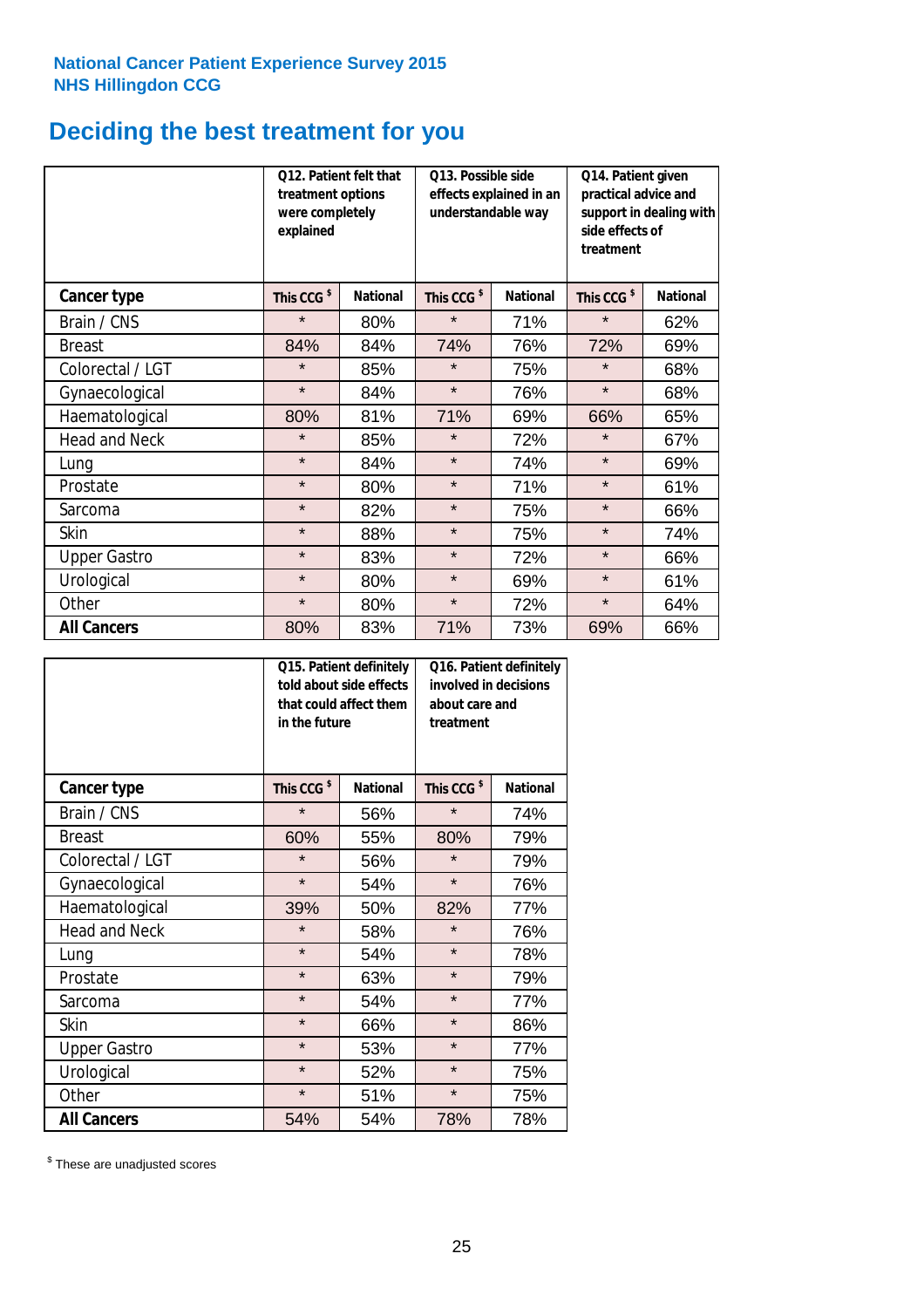National Cancer Patient Experience Survey 2015
NHS Hillingdon CCG

# Deciding the best treatment for you

| | Q12. Patient felt that treatment options were completely explained | | Q13. Possible side effects explained in an understandable way | | Q14. Patient given practical advice and support in dealing with side effects of treatment | |
|---|---|---|---|---|---|---|
| **Cancer type** | **This CCG $** | **National** | **This CCG $** | **National** | **This CCG $** | **National** |
| Brain / CNS | * | 80% | * | 71% | * | 62% |
| Breast | 84% | 84% | 74% | 76% | 72% | 69% |
| Colorectal / LGT | * | 85% | * | 75% | * | 68% |
| Gynaecological | * | 84% | * | 76% | * | 68% |
| Haematological | 80% | 81% | 71% | 69% | 66% | 65% |
| Head and Neck | * | 85% | * | 72% | * | 67% |
| Lung | * | 84% | * | 74% | * | 69% |
| Prostate | * | 80% | * | 71% | * | 61% |
| Sarcoma | * | 82% | * | 75% | * | 66% |
| Skin | * | 88% | * | 75% | * | 74% |
| Upper Gastro | * | 83% | * | 72% | * | 66% |
| Urological | * | 80% | * | 69% | * | 61% |
| Other | * | 80% | * | 72% | * | 64% |
| **All Cancers** | 80% | 83% | 71% | 73% | 69% | 66% |

| | Q15. Patient definitely told about side effects that could affect them in the future | | Q16. Patient definitely involved in decisions about care and treatment | |
|---|---|---|---|---|
| **Cancer type** | **This CCG $** | **National** | **This CCG $** | **National** |
| Brain / CNS | * | 56% | * | 74% |
| Breast | 60% | 55% | 80% | 79% |
| Colorectal / LGT | * | 56% | * | 79% |
| Gynaecological | * | 54% | * | 76% |
| Haematological | 39% | 50% | 82% | 77% |
| Head and Neck | * | 58% | * | 76% |
| Lung | * | 54% | * | 78% |
| Prostate | * | 63% | * | 79% |
| Sarcoma | * | 54% | * | 77% |
| Skin | * | 66% | * | 86% |
| Upper Gastro | * | 53% | * | 77% |
| Urological | * | 52% | * | 75% |
| Other | * | 51% | * | 75% |
| **All Cancers** | 54% | 54% | 78% | 78% |

$ These are unadjusted scores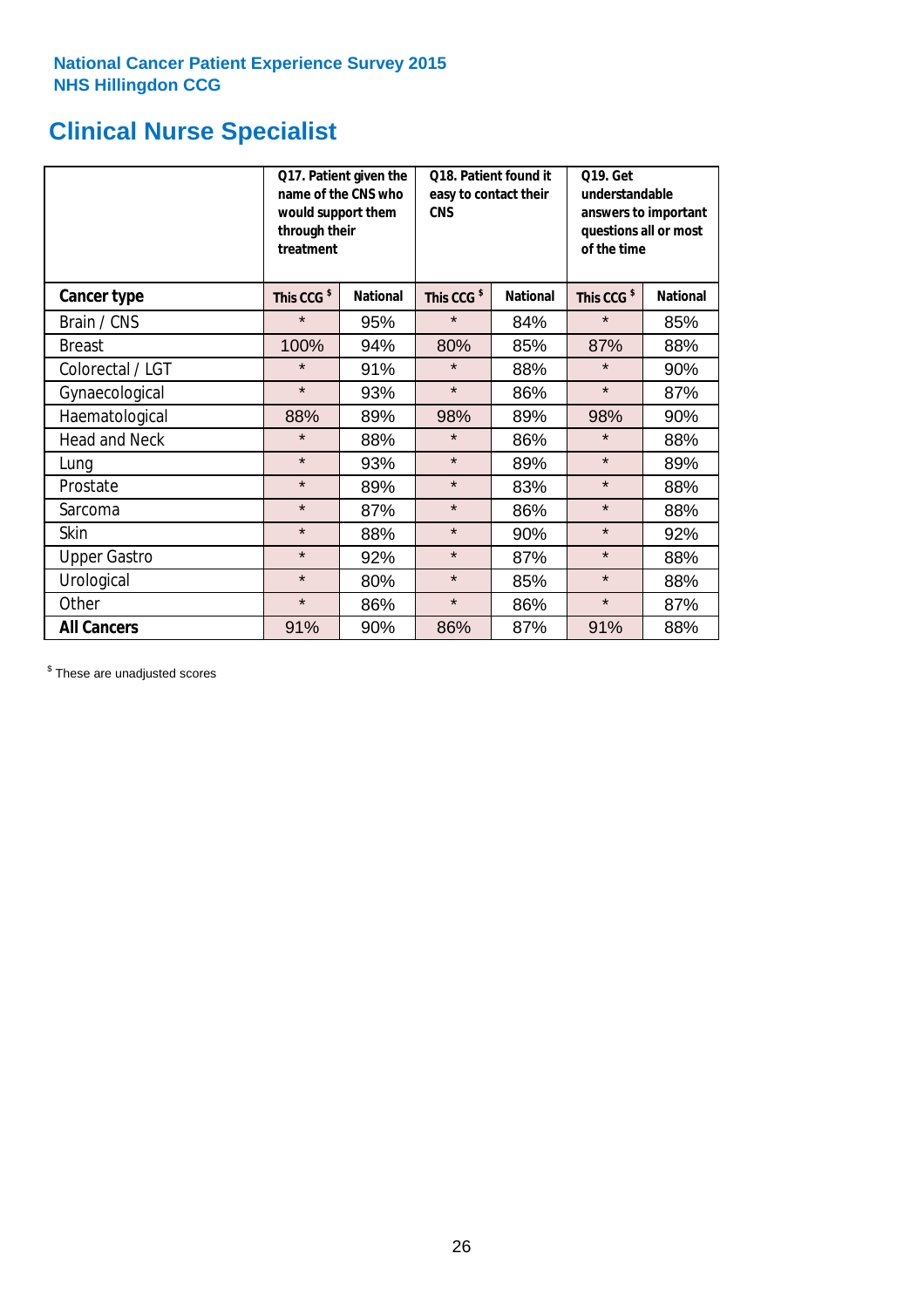National Cancer Patient Experience Survey 2015
NHS Hillingdon CCG

# Clinical Nurse Specialist

| | Q17. Patient given the name of the CNS who would support them through their treatment | | Q18. Patient found it easy to contact their CNS | | Q19. Get understandable answers to important questions all or most of the time | |
|---|---|---|---|---|---|---|
| **Cancer type** | **This CCG $** | **National** | **This CCG $** | **National** | **This CCG $** | **National** |
| Brain / CNS | * | 95% | * | 84% | * | 85% |
| Breast | 100% | 94% | 80% | 85% | 87% | 88% |
| Colorectal / LGT | * | 91% | * | 88% | * | 90% |
| Gynaecological | * | 93% | * | 86% | * | 87% |
| Haematological | 88% | 89% | 98% | 89% | 98% | 90% |
| Head and Neck | * | 88% | * | 86% | * | 88% |
| Lung | * | 93% | * | 89% | * | 89% |
| Prostate | * | 89% | * | 83% | * | 88% |
| Sarcoma | * | 87% | * | 86% | * | 88% |
| Skin | * | 88% | * | 90% | * | 92% |
| Upper Gastro | * | 92% | * | 87% | * | 88% |
| Urological | * | 80% | * | 85% | * | 88% |
| Other | * | 86% | * | 86% | * | 87% |
| **All Cancers** | 91% | 90% | 86% | 87% | 91% | 88% |

$ These are unadjusted scores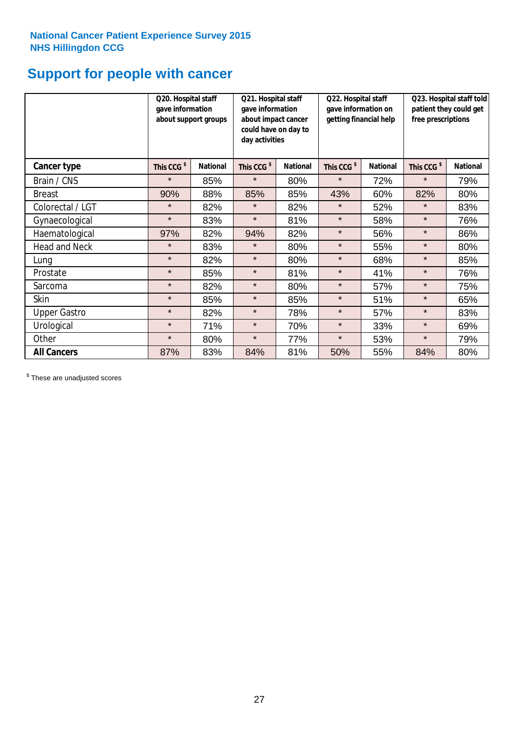National Cancer Patient Experience Survey 2015
NHS Hillingdon CCG

# Support for people with cancer

| | Q20. Hospital staff gave information about support groups | | Q21. Hospital staff gave information about impact cancer could have on day to day activities | | Q22. Hospital staff gave information on getting financial help | | Q23. Hospital staff told patient they could get free prescriptions | |
|---|---|---|---|---|---|---|---|---|
| **Cancer type** | This CCG $ | National | This CCG $ | National | This CCG $ | National | This CCG $ | National |
| Brain / CNS | * | 85% | * | 80% | * | 72% | * | 79% |
| Breast | 90% | 88% | 85% | 85% | 43% | 60% | 82% | 80% |
| Colorectal / LGT | * | 82% | * | 82% | * | 52% | * | 83% |
| Gynaecological | * | 83% | * | 81% | * | 58% | * | 76% |
| Haematological | 97% | 82% | 94% | 82% | * | 56% | * | 86% |
| Head and Neck | * | 83% | * | 80% | * | 55% | * | 80% |
| Lung | * | 82% | * | 80% | * | 68% | * | 85% |
| Prostate | * | 85% | * | 81% | * | 41% | * | 76% |
| Sarcoma | * | 82% | * | 80% | * | 57% | * | 75% |
| Skin | * | 85% | * | 85% | * | 51% | * | 65% |
| Upper Gastro | * | 82% | * | 78% | * | 57% | * | 83% |
| Urological | * | 71% | * | 70% | * | 33% | * | 69% |
| Other | * | 80% | * | 77% | * | 53% | * | 79% |
| **All Cancers** | 87% | 83% | 84% | 81% | 50% | 55% | 84% | 80% |

$ These are unadjusted scores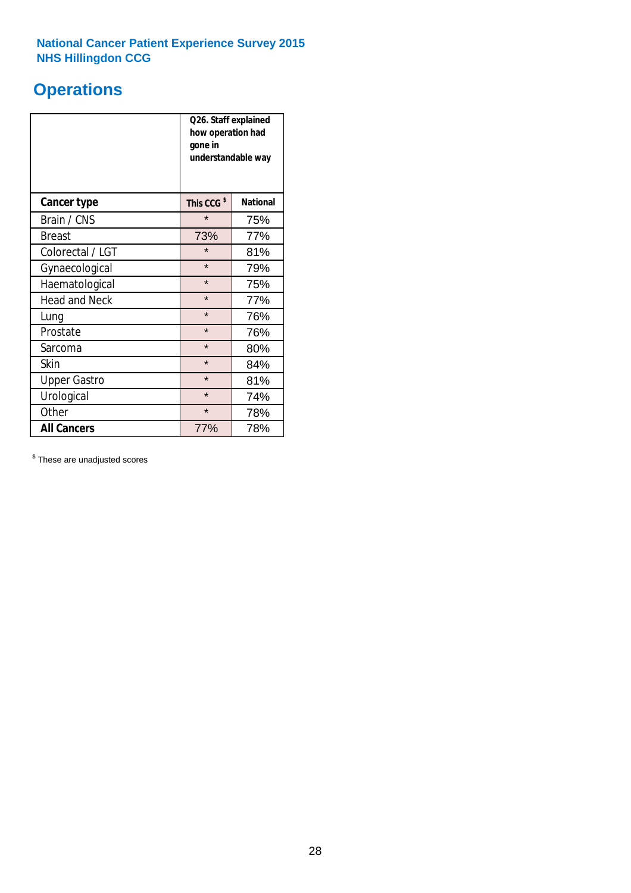National Cancer Patient Experience Survey 2015
NHS Hillingdon CCG

# Operations

| | Q26. Staff explained how operation had gone in understandable way | |
|---|---|---|
| **Cancer type** | **This CCG [$]** | **National** |
| Brain / CNS | * | 75% |
| Breast | 73% | 77% |
| Colorectal / LGT | * | 81% |
| Gynaecological | * | 79% |
| Haematological | * | 75% |
| Head and Neck | * | 77% |
| Lung | * | 76% |
| Prostate | * | 76% |
| Sarcoma | * | 80% |
| Skin | * | 84% |
| Upper Gastro | * | 81% |
| Urological | * | 74% |
| Other | * | 78% |
| **All Cancers** | 77% | 78% |

[$] These are unadjusted scores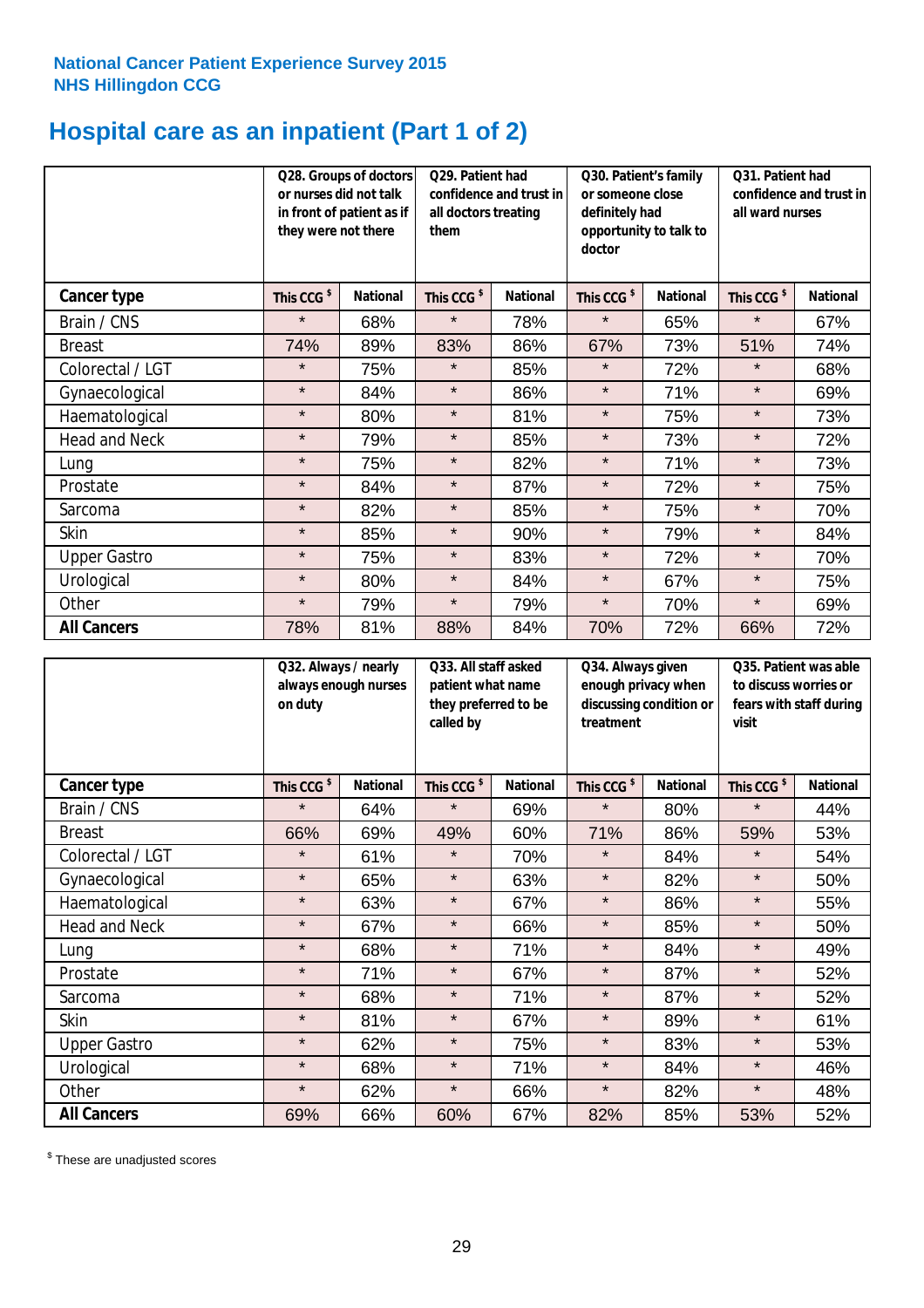National Cancer Patient Experience Survey 2015
NHS Hillingdon CCG

# Hospital care as an inpatient (Part 1 of 2)

| | Q28. Groups of doctors or nurses did not talk in front of patient as if they were not there | | Q29. Patient had confidence and trust in all doctors treating them | | Q30. Patient's family or someone close definitely had opportunity to talk to doctor | | Q31. Patient had confidence and trust in all ward nurses | |
|---|---|---|---|---|---|---|---|---|
| **Cancer type** | This CCG $ | National | This CCG $ | National | This CCG $ | National | This CCG $ | National |
| Brain / CNS | * | 68% | * | 78% | * | 65% | * | 67% |
| Breast | 74% | 89% | 83% | 86% | 67% | 73% | 51% | 74% |
| Colorectal / LGT | * | 75% | * | 85% | * | 72% | * | 68% |
| Gynaecological | * | 84% | * | 86% | * | 71% | * | 69% |
| Haematological | * | 80% | * | 81% | * | 75% | * | 73% |
| Head and Neck | * | 79% | * | 85% | * | 73% | * | 72% |
| Lung | * | 75% | * | 82% | * | 71% | * | 73% |
| Prostate | * | 84% | * | 87% | * | 72% | * | 75% |
| Sarcoma | * | 82% | * | 85% | * | 75% | * | 70% |
| Skin | * | 85% | * | 90% | * | 79% | * | 84% |
| Upper Gastro | * | 75% | * | 83% | * | 72% | * | 70% |
| Urological | * | 80% | * | 84% | * | 67% | * | 75% |
| Other | * | 79% | * | 79% | * | 70% | * | 69% |
| **All Cancers** | 78% | 81% | 88% | 84% | 70% | 72% | 66% | 72% |

| | Q32. Always / nearly always enough nurses on duty | | Q33. All staff asked patient what name they preferred to be called by | | Q34. Always given enough privacy when discussing condition or treatment | | Q35. Patient was able to discuss worries or fears with staff during visit | |
|---|---|---|---|---|---|---|---|---|
| **Cancer type** | This CCG $ | National | This CCG $ | National | This CCG $ | National | This CCG $ | National |
| Brain / CNS | * | 64% | * | 69% | * | 80% | * | 44% |
| Breast | 66% | 69% | 49% | 60% | 71% | 86% | 59% | 53% |
| Colorectal / LGT | * | 61% | * | 70% | * | 84% | * | 54% |
| Gynaecological | * | 65% | * | 63% | * | 82% | * | 50% |
| Haematological | * | 63% | * | 67% | * | 86% | * | 55% |
| Head and Neck | * | 67% | * | 66% | * | 85% | * | 50% |
| Lung | * | 68% | * | 71% | * | 84% | * | 49% |
| Prostate | * | 71% | * | 67% | * | 87% | * | 52% |
| Sarcoma | * | 68% | * | 71% | * | 87% | * | 52% |
| Skin | * | 81% | * | 67% | * | 89% | * | 61% |
| Upper Gastro | * | 62% | * | 75% | * | 83% | * | 53% |
| Urological | * | 68% | * | 71% | * | 84% | * | 46% |
| Other | * | 62% | * | 66% | * | 82% | * | 48% |
| **All Cancers** | 69% | 66% | 60% | 67% | 82% | 85% | 53% | 52% |

$ These are unadjusted scores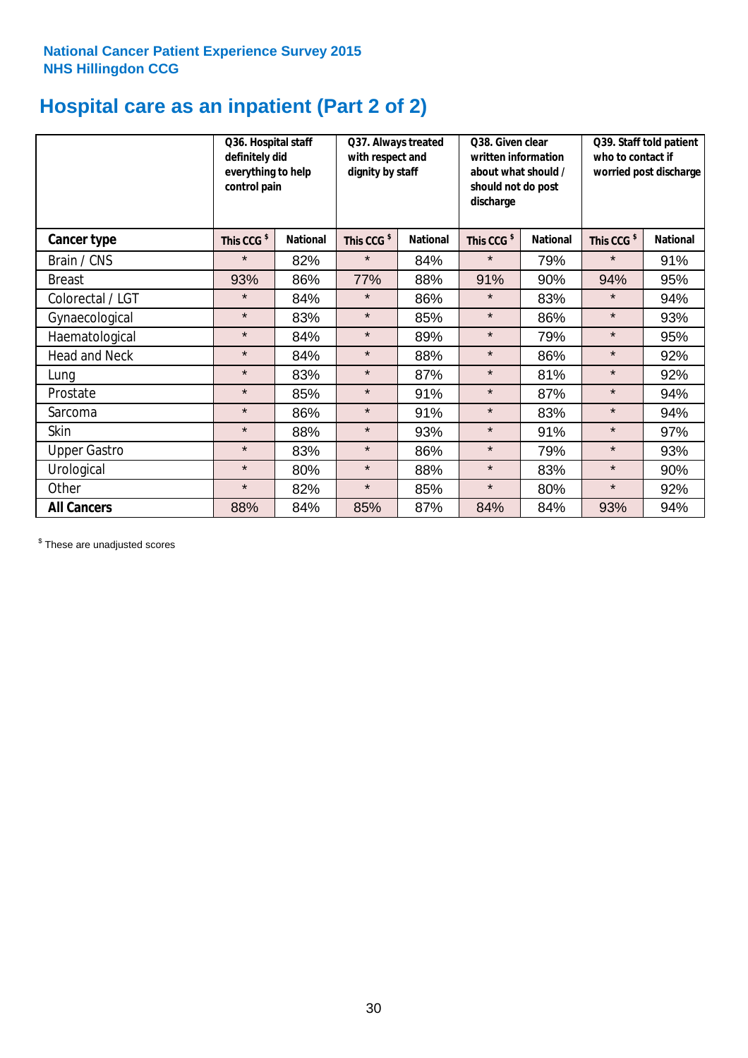National Cancer Patient Experience Survey 2015
NHS Hillingdon CCG

# Hospital care as an inpatient (Part 2 of 2)

| | Q36. Hospital staff definitely did everything to help control pain | | Q37. Always treated with respect and dignity by staff | | Q38. Given clear written information about what should / should not do post discharge | | Q39. Staff told patient who to contact if worried post discharge | |
|---|---|---|---|---|---|---|---|---|
| **Cancer type** | This CCG $ | National | This CCG $ | National | This CCG $ | National | This CCG $ | National |
| Brain / CNS | * | 82% | * | 84% | * | 79% | * | 91% |
| Breast | 93% | 86% | 77% | 88% | 91% | 90% | 94% | 95% |
| Colorectal / LGT | * | 84% | * | 86% | * | 83% | * | 94% |
| Gynaecological | * | 83% | * | 85% | * | 86% | * | 93% |
| Haematological | * | 84% | * | 89% | * | 79% | * | 95% |
| Head and Neck | * | 84% | * | 88% | * | 86% | * | 92% |
| Lung | * | 83% | * | 87% | * | 81% | * | 92% |
| Prostate | * | 85% | * | 91% | * | 87% | * | 94% |
| Sarcoma | * | 86% | * | 91% | * | 83% | * | 94% |
| Skin | * | 88% | * | 93% | * | 91% | * | 97% |
| Upper Gastro | * | 83% | * | 86% | * | 79% | * | 93% |
| Urological | * | 80% | * | 88% | * | 83% | * | 90% |
| Other | * | 82% | * | 85% | * | 80% | * | 92% |
| **All Cancers** | 88% | 84% | 85% | 87% | 84% | 84% | 93% | 94% |

$ These are unadjusted scores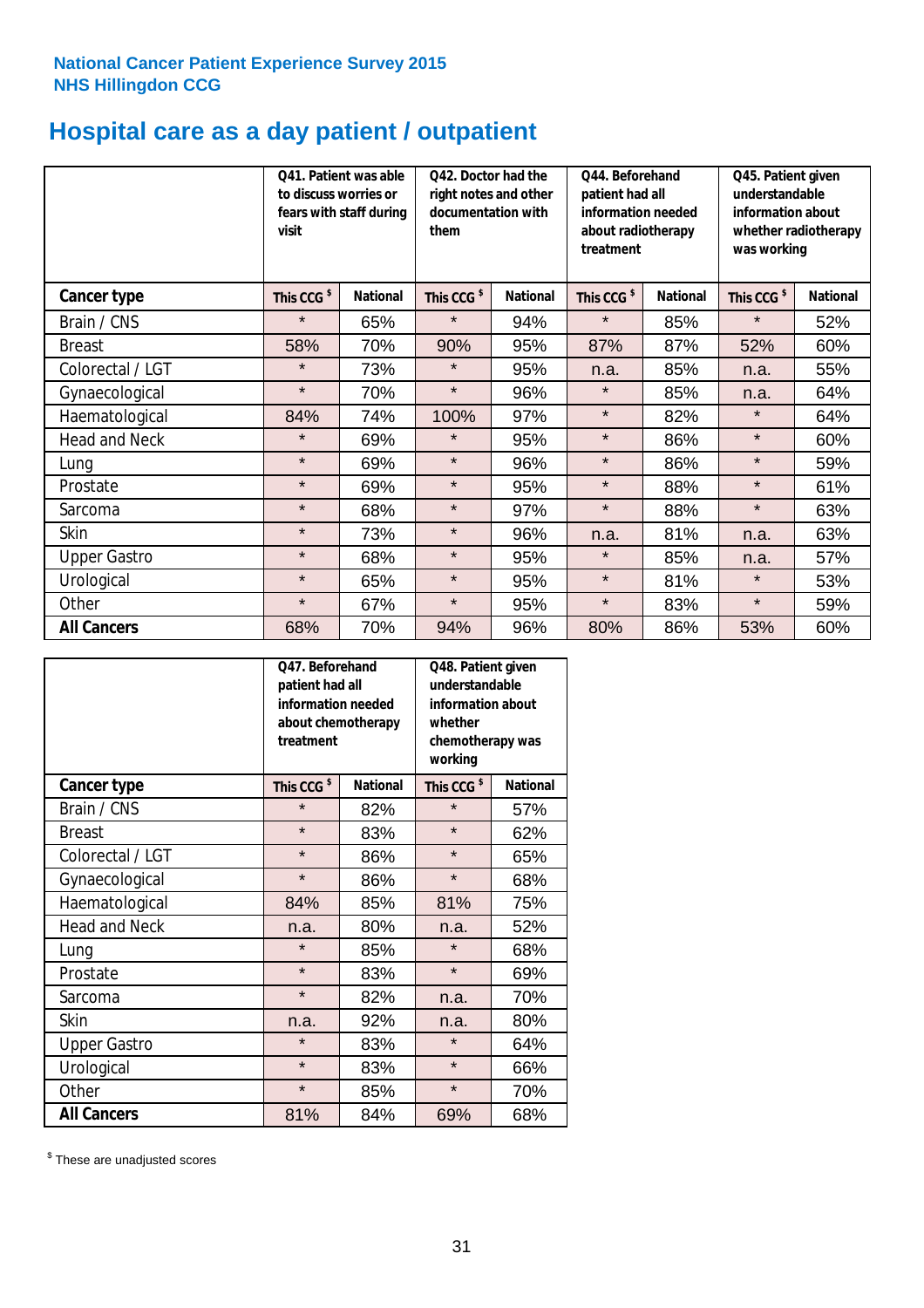**National Cancer Patient Experience Survey 2015**
**NHS Hillingdon CCG**

# Hospital care as a day patient / outpatient

| | Q41. Patient was able to discuss worries or fears with staff during visit | | Q42. Doctor had the right notes and other documentation with them | | Q44. Beforehand patient had all information needed about radiotherapy treatment | | Q45. Patient given understandable information about whether radiotherapy was working | |
|---|---|---|---|---|---|---|---|---|
| **Cancer type** | This CCG $ | National | This CCG $ | National | This CCG $ | National | This CCG $ | National |
| Brain / CNS | * | 65% | * | 94% | * | 85% | * | 52% |
| Breast | 58% | 70% | 90% | 95% | 87% | 87% | 52% | 60% |
| Colorectal / LGT | * | 73% | * | 95% | n.a. | 85% | n.a. | 55% |
| Gynaecological | * | 70% | * | 96% | * | 85% | n.a. | 64% |
| Haematological | 84% | 74% | 100% | 97% | * | 82% | * | 64% |
| Head and Neck | * | 69% | * | 95% | * | 86% | * | 60% |
| Lung | * | 69% | * | 96% | * | 86% | * | 59% |
| Prostate | * | 69% | * | 95% | * | 88% | * | 61% |
| Sarcoma | * | 68% | * | 97% | * | 88% | * | 63% |
| Skin | * | 73% | * | 96% | n.a. | 81% | n.a. | 63% |
| Upper Gastro | * | 68% | * | 95% | * | 85% | n.a. | 57% |
| Urological | * | 65% | * | 95% | * | 81% | * | 53% |
| Other | * | 67% | * | 95% | * | 83% | * | 59% |
| **All Cancers** | 68% | 70% | 94% | 96% | 80% | 86% | 53% | 60% |

| | Q47. Beforehand patient had all information needed about chemotherapy treatment | | Q48. Patient given understandable information about whether chemotherapy was working | |
|---|---|---|---|---|
| **Cancer type** | This CCG $ | National | This CCG $ | National |
| Brain / CNS | * | 82% | * | 57% |
| Breast | * | 83% | * | 62% |
| Colorectal / LGT | * | 86% | * | 65% |
| Gynaecological | * | 86% | * | 68% |
| Haematological | 84% | 85% | 81% | 75% |
| Head and Neck | n.a. | 80% | n.a. | 52% |
| Lung | * | 85% | * | 68% |
| Prostate | * | 83% | * | 69% |
| Sarcoma | * | 82% | n.a. | 70% |
| Skin | n.a. | 92% | n.a. | 80% |
| Upper Gastro | * | 83% | * | 64% |
| Urological | * | 83% | * | 66% |
| Other | * | 85% | * | 70% |
| **All Cancers** | 81% | 84% | 69% | 68% |

$ These are unadjusted scores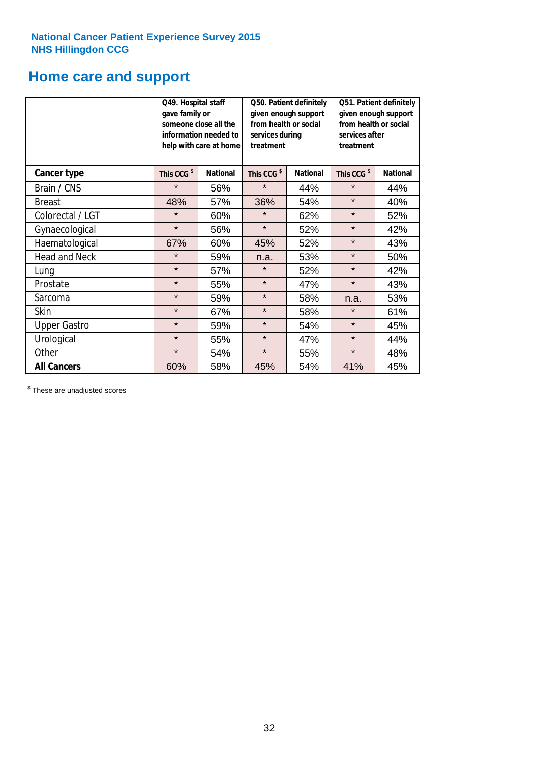**National Cancer Patient Experience Survey 2015**
**NHS Hillingdon CCG**

# Home care and support

| | Q49. Hospital staff gave family or someone close all the information needed to help with care at home | | Q50. Patient definitely given enough support from health or social services during treatment | | Q51. Patient definitely given enough support from health or social services after treatment | |
|---|---|---|---|---|---|---|
| **Cancer type** | **This CCG $** | **National** | **This CCG $** | **National** | **This CCG $** | **National** |
| Brain / CNS | * | 56% | * | 44% | * | 44% |
| Breast | 48% | 57% | 36% | 54% | * | 40% |
| Colorectal / LGT | * | 60% | * | 62% | * | 52% |
| Gynaecological | * | 56% | * | 52% | * | 42% |
| Haematological | 67% | 60% | 45% | 52% | * | 43% |
| Head and Neck | * | 59% | n.a. | 53% | * | 50% |
| Lung | * | 57% | * | 52% | * | 42% |
| Prostate | * | 55% | * | 47% | * | 43% |
| Sarcoma | * | 59% | * | 58% | n.a. | 53% |
| Skin | * | 67% | * | 58% | * | 61% |
| Upper Gastro | * | 59% | * | 54% | * | 45% |
| Urological | * | 55% | * | 47% | * | 44% |
| Other | * | 54% | * | 55% | * | 48% |
| **All Cancers** | 60% | 58% | 45% | 54% | 41% | 45% |

$ These are unadjusted scores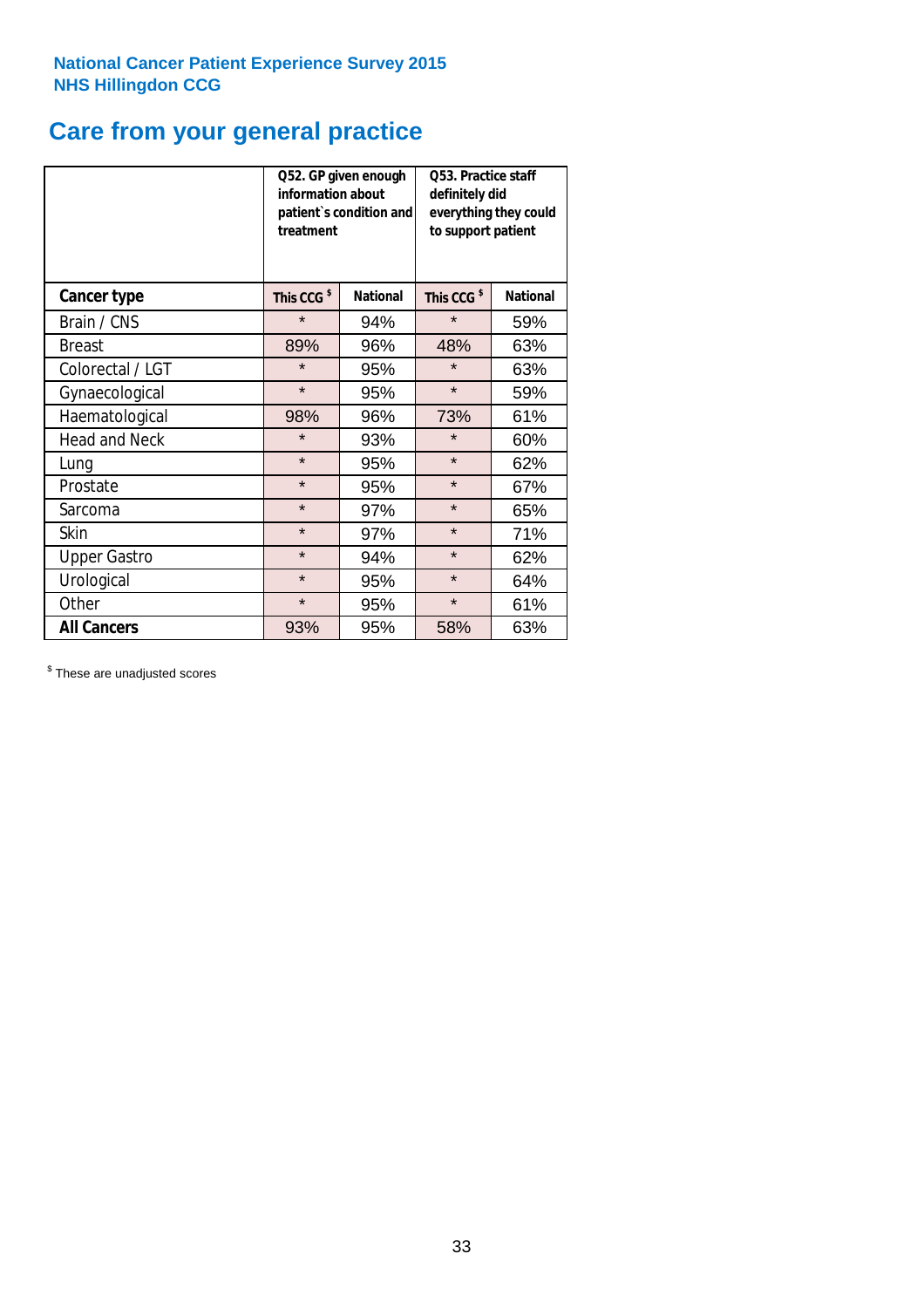**National Cancer Patient Experience Survey 2015**
**NHS Hillingdon CCG**

## Care from your general practice

| | Q52. GP given enough information about patient`s condition and treatment | | Q53. Practice staff definitely did everything they could to support patient | |
|---|---|---|---|---|
| **Cancer type** | **This CCG $** | **National** | **This CCG $** | **National** |
| Brain / CNS | * | 94% | * | 59% |
| Breast | 89% | 96% | 48% | 63% |
| Colorectal / LGT | * | 95% | * | 63% |
| Gynaecological | * | 95% | * | 59% |
| Haematological | 98% | 96% | 73% | 61% |
| Head and Neck | * | 93% | * | 60% |
| Lung | * | 95% | * | 62% |
| Prostate | * | 95% | * | 67% |
| Sarcoma | * | 97% | * | 65% |
| Skin | * | 97% | * | 71% |
| Upper Gastro | * | 94% | * | 62% |
| Urological | * | 95% | * | 64% |
| Other | * | 95% | * | 61% |
| **All Cancers** | 93% | 95% | 58% | 63% |

$ These are unadjusted scores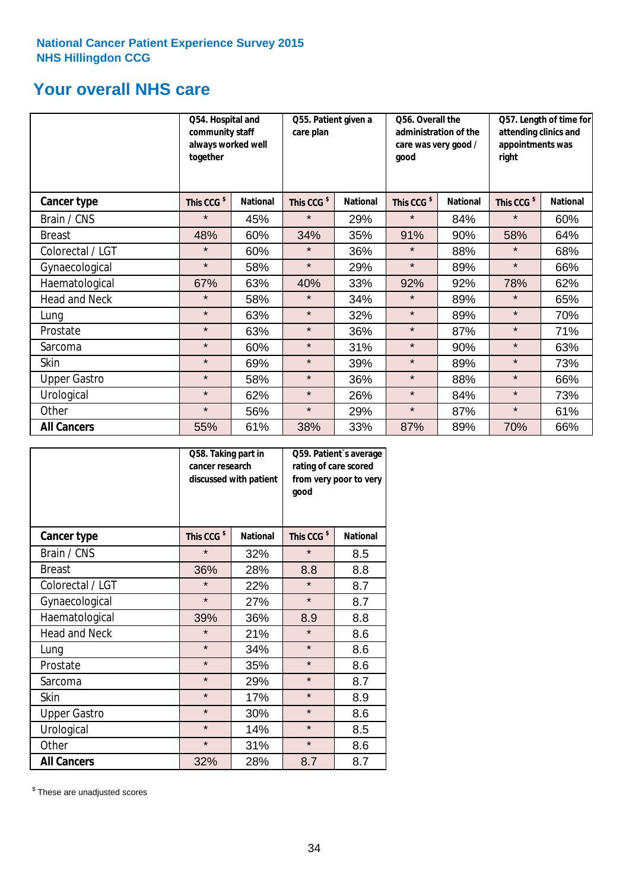National Cancer Patient Experience Survey 2015
NHS Hillingdon CCG

## Your overall NHS care

| | Q54. Hospital and community staff always worked well together | | Q55. Patient given a care plan | | Q56. Overall the administration of the care was very good / good | | Q57. Length of time for attending clinics and appointments was right | |
|---|---|---|---|---|---|---|---|---|
| **Cancer type** | This CCG $ | National | This CCG $ | National | This CCG $ | National | This CCG $ | National |
| Brain / CNS | * | 45% | * | 29% | * | 84% | * | 60% |
| Breast | 48% | 60% | 34% | 35% | 91% | 90% | 58% | 64% |
| Colorectal / LGT | * | 60% | * | 36% | * | 88% | * | 68% |
| Gynaecological | * | 58% | * | 29% | * | 89% | * | 66% |
| Haematological | 67% | 63% | 40% | 33% | 92% | 92% | 78% | 62% |
| Head and Neck | * | 58% | * | 34% | * | 89% | * | 65% |
| Lung | * | 63% | * | 32% | * | 89% | * | 70% |
| Prostate | * | 63% | * | 36% | * | 87% | * | 71% |
| Sarcoma | * | 60% | * | 31% | * | 90% | * | 63% |
| Skin | * | 69% | * | 39% | * | 89% | * | 73% |
| Upper Gastro | * | 58% | * | 36% | * | 88% | * | 66% |
| Urological | * | 62% | * | 26% | * | 84% | * | 73% |
| Other | * | 56% | * | 29% | * | 87% | * | 61% |
| **All Cancers** | 55% | 61% | 38% | 33% | 87% | 89% | 70% | 66% |

| | Q58. Taking part in cancer research discussed with patient | | Q59. Patient`s average rating of care scored from very poor to very good | |
|---|---|---|---|---|
| **Cancer type** | This CCG $ | National | This CCG $ | National |
| Brain / CNS | * | 32% | * | 8.5 |
| Breast | 36% | 28% | 8.8 | 8.8 |
| Colorectal / LGT | * | 22% | * | 8.7 |
| Gynaecological | * | 27% | * | 8.7 |
| Haematological | 39% | 36% | 8.9 | 8.8 |
| Head and Neck | * | 21% | * | 8.6 |
| Lung | * | 34% | * | 8.6 |
| Prostate | * | 35% | * | 8.6 |
| Sarcoma | * | 29% | * | 8.7 |
| Skin | * | 17% | * | 8.9 |
| Upper Gastro | * | 30% | * | 8.6 |
| Urological | * | 14% | * | 8.5 |
| Other | * | 31% | * | 8.6 |
| **All Cancers** | 32% | 28% | 8.7 | 8.7 |

$ These are unadjusted scores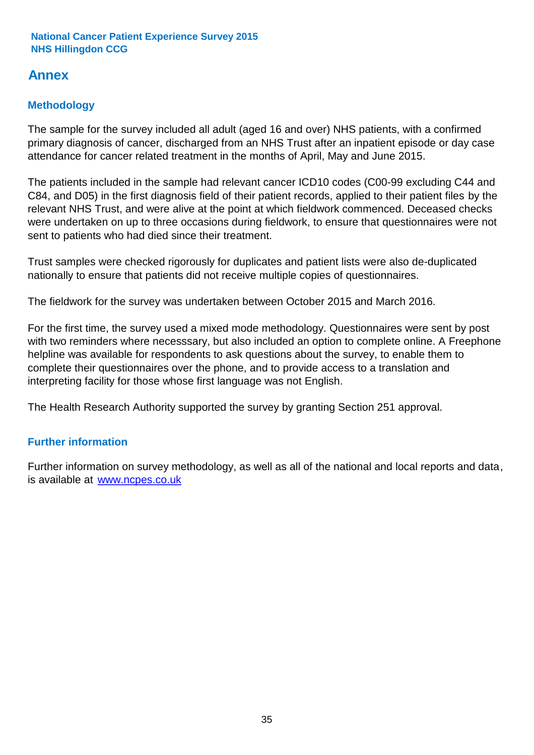## Annex

### Methodology

The sample for the survey included all adult (aged 16 and over) NHS patients, with a confirmed primary diagnosis of cancer, discharged from an NHS Trust after an inpatient episode or day case attendance for cancer related treatment in the months of April, May and June 2015.

The patients included in the sample had relevant cancer ICD10 codes (C00-99 excluding C44 and C84, and D05) in the first diagnosis field of their patient records, applied to their patient files by the relevant NHS Trust, and were alive at the point at which fieldwork commenced. Deceased checks were undertaken on up to three occasions during fieldwork, to ensure that questionnaires were not sent to patients who had died since their treatment.

Trust samples were checked rigorously for duplicates and patient lists were also de-duplicated nationally to ensure that patients did not receive multiple copies of questionnaires.

The fieldwork for the survey was undertaken between October 2015 and March 2016.

For the first time, the survey used a mixed mode methodology. Questionnaires were sent by post with two reminders where necesssary, but also included an option to complete online. A Freephone helpline was available for respondents to ask questions about the survey, to enable them to complete their questionnaires over the phone, and to provide access to a translation and interpreting facility for those whose first language was not English.

The Health Research Authority supported the survey by granting Section 251 approval.

### Further information

Further information on survey methodology, as well as all of the national and local reports and data, is available at [www.ncpes.co.uk](http://www.ncpes.co.uk)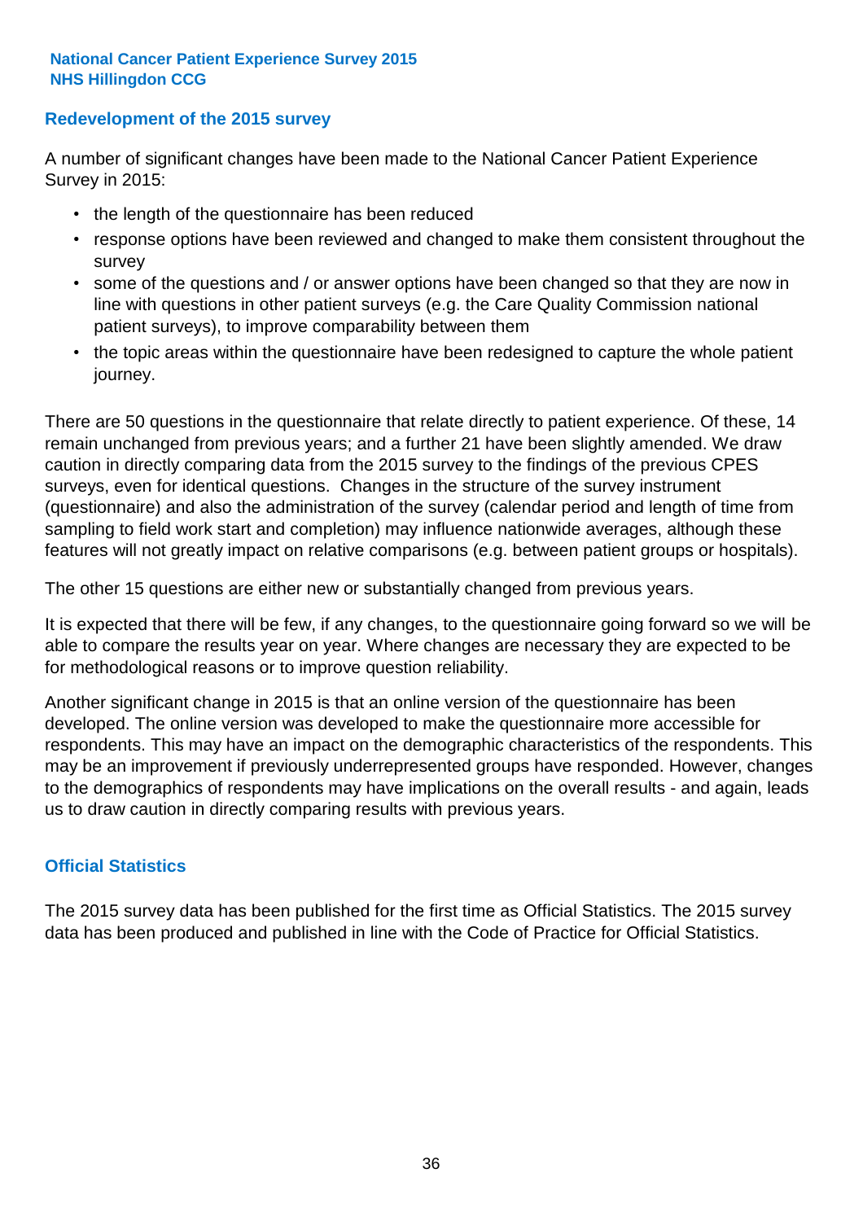## Redevelopment of the 2015 survey

A number of significant changes have been made to the National Cancer Patient Experience Survey in 2015:

- the length of the questionnaire has been reduced
- response options have been reviewed and changed to make them consistent throughout the survey
- some of the questions and / or answer options have been changed so that they are now in line with questions in other patient surveys (e.g. the Care Quality Commission national patient surveys), to improve comparability between them
- the topic areas within the questionnaire have been redesigned to capture the whole patient journey.

There are 50 questions in the questionnaire that relate directly to patient experience. Of these, 14 remain unchanged from previous years; and a further 21 have been slightly amended. We draw caution in directly comparing data from the 2015 survey to the findings of the previous CPES surveys, even for identical questions. Changes in the structure of the survey instrument (questionnaire) and also the administration of the survey (calendar period and length of time from sampling to field work start and completion) may influence nationwide averages, although these features will not greatly impact on relative comparisons (e.g. between patient groups or hospitals).

The other 15 questions are either new or substantially changed from previous years.

It is expected that there will be few, if any changes, to the questionnaire going forward so we will be able to compare the results year on year. Where changes are necessary they are expected to be for methodological reasons or to improve question reliability.

Another significant change in 2015 is that an online version of the questionnaire has been developed. The online version was developed to make the questionnaire more accessible for respondents. This may have an impact on the demographic characteristics of the respondents. This may be an improvement if previously underrepresented groups have responded. However, changes to the demographics of respondents may have implications on the overall results - and again, leads us to draw caution in directly comparing results with previous years.

## Official Statistics

The 2015 survey data has been published for the first time as Official Statistics. The 2015 survey data has been produced and published in line with the Code of Practice for Official Statistics.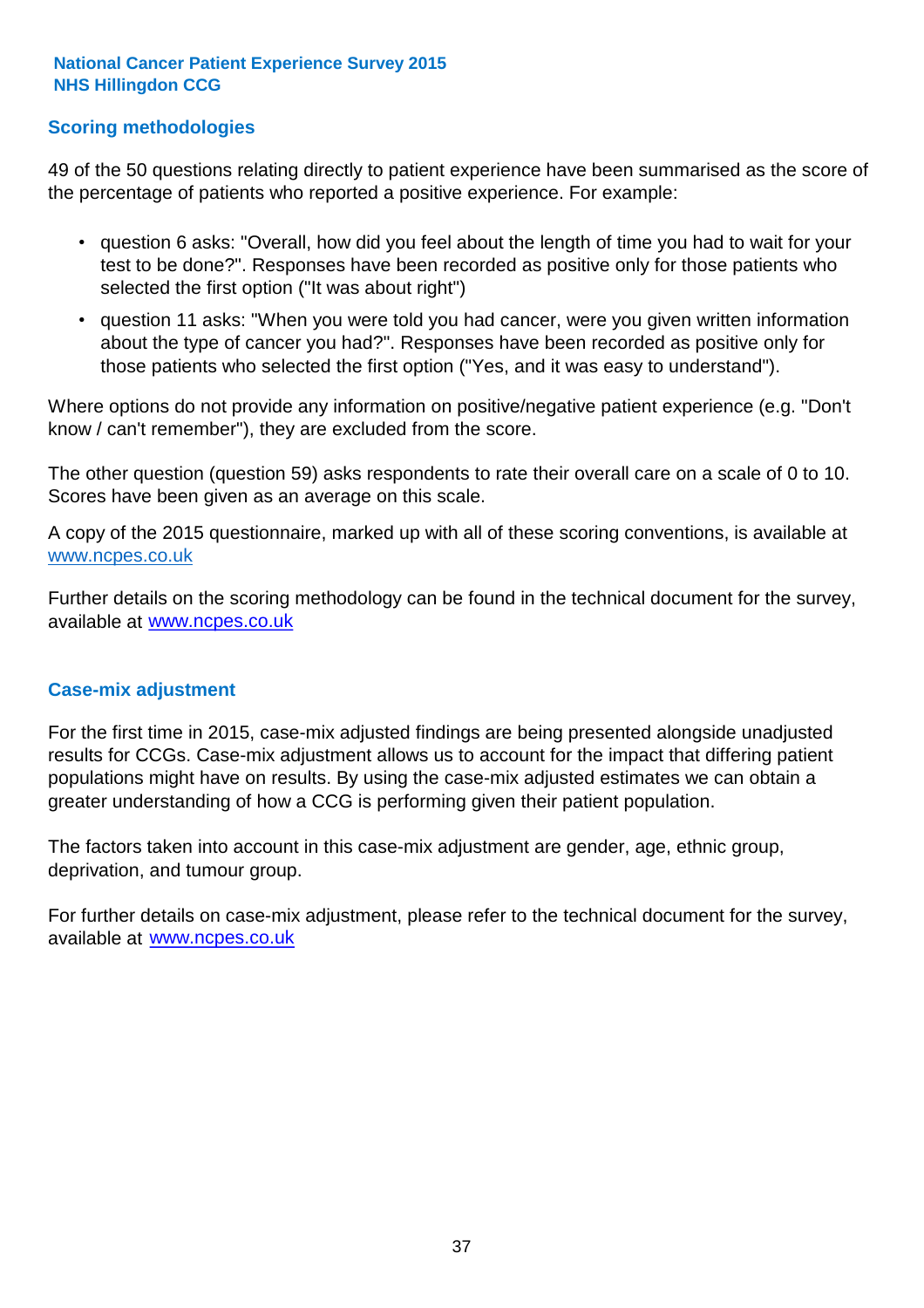**National Cancer Patient Experience Survey 2015**
**NHS Hillingdon CCG**

## Scoring methodologies

49 of the 50 questions relating directly to patient experience have been summarised as the score of the percentage of patients who reported a positive experience. For example:

- question 6 asks: "Overall, how did you feel about the length of time you had to wait for your test to be done?". Responses have been recorded as positive only for those patients who selected the first option ("It was about right")
- question 11 asks: "When you were told you had cancer, were you given written information about the type of cancer you had?". Responses have been recorded as positive only for those patients who selected the first option ("Yes, and it was easy to understand").

Where options do not provide any information on positive/negative patient experience (e.g. "Don't know / can't remember"), they are excluded from the score.

The other question (question 59) asks respondents to rate their overall care on a scale of 0 to 10. Scores have been given as an average on this scale.

A copy of the 2015 questionnaire, marked up with all of these scoring conventions, is available at www.ncpes.co.uk

Further details on the scoring methodology can be found in the technical document for the survey, available at www.ncpes.co.uk

## Case-mix adjustment

For the first time in 2015, case-mix adjusted findings are being presented alongside unadjusted results for CCGs. Case-mix adjustment allows us to account for the impact that differing patient populations might have on results. By using the case-mix adjusted estimates we can obtain a greater understanding of how a CCG is performing given their patient population.

The factors taken into account in this case-mix adjustment are gender, age, ethnic group, deprivation, and tumour group.

For further details on case-mix adjustment, please refer to the technical document for the survey, available at www.ncpes.co.uk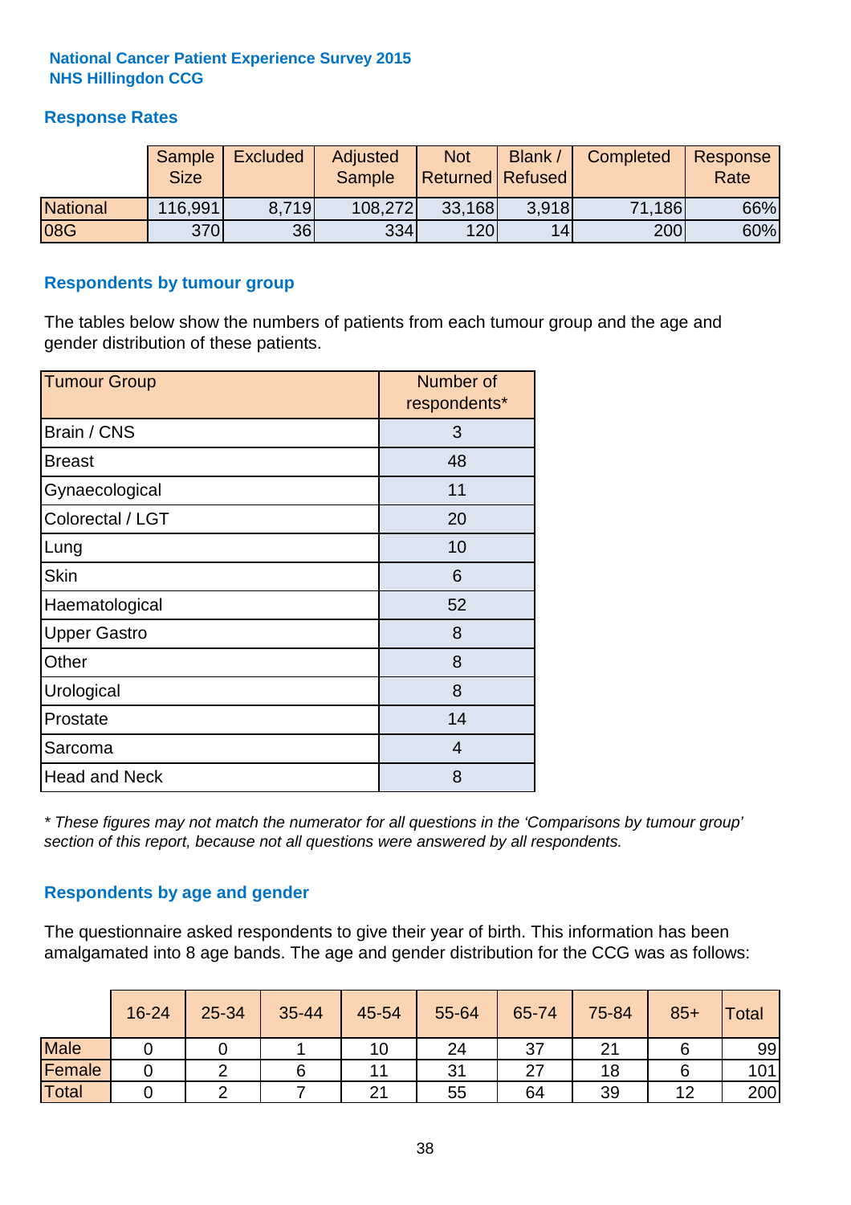**National Cancer Patient Experience Survey 2015**
**NHS Hillingdon CCG**

## Response Rates

| | Sample Size | Excluded | Adjusted Sample | Not Returned | Blank / Refused | Completed | Response Rate |
|---|---|---|---|---|---|---|---|
| National | 116,991 | 8,719 | 108,272 | 33,168 | 3,918 | 71,186 | 66% |
| 08G | 370 | 36 | 334 | 120 | 14 | 200 | 60% |

## Respondents by tumour group

The tables below show the numbers of patients from each tumour group and the age and gender distribution of these patients.

| Tumour Group | Number of respondents* |
|---|---|
| Brain / CNS | 3 |
| Breast | 48 |
| Gynaecological | 11 |
| Colorectal / LGT | 20 |
| Lung | 10 |
| Skin | 6 |
| Haematological | 52 |
| Upper Gastro | 8 |
| Other | 8 |
| Urological | 8 |
| Prostate | 14 |
| Sarcoma | 4 |
| Head and Neck | 8 |

*\* These figures may not match the numerator for all questions in the 'Comparisons by tumour group' section of this report, because not all questions were answered by all respondents.*

## Respondents by age and gender

The questionnaire asked respondents to give their year of birth. This information has been amalgamated into 8 age bands. The age and gender distribution for the CCG was as follows:

| | 16-24 | 25-34 | 35-44 | 45-54 | 55-64 | 65-74 | 75-84 | 85+ | Total |
|---|---|---|---|---|---|---|---|---|---|
| Male | 0 | 0 | 1 | 10 | 24 | 37 | 21 | 6 | 99 |
| Female | 0 | 2 | 6 | 11 | 31 | 27 | 18 | 6 | 101 |
| Total | 0 | 2 | 7 | 21 | 55 | 64 | 39 | 12 | 200 |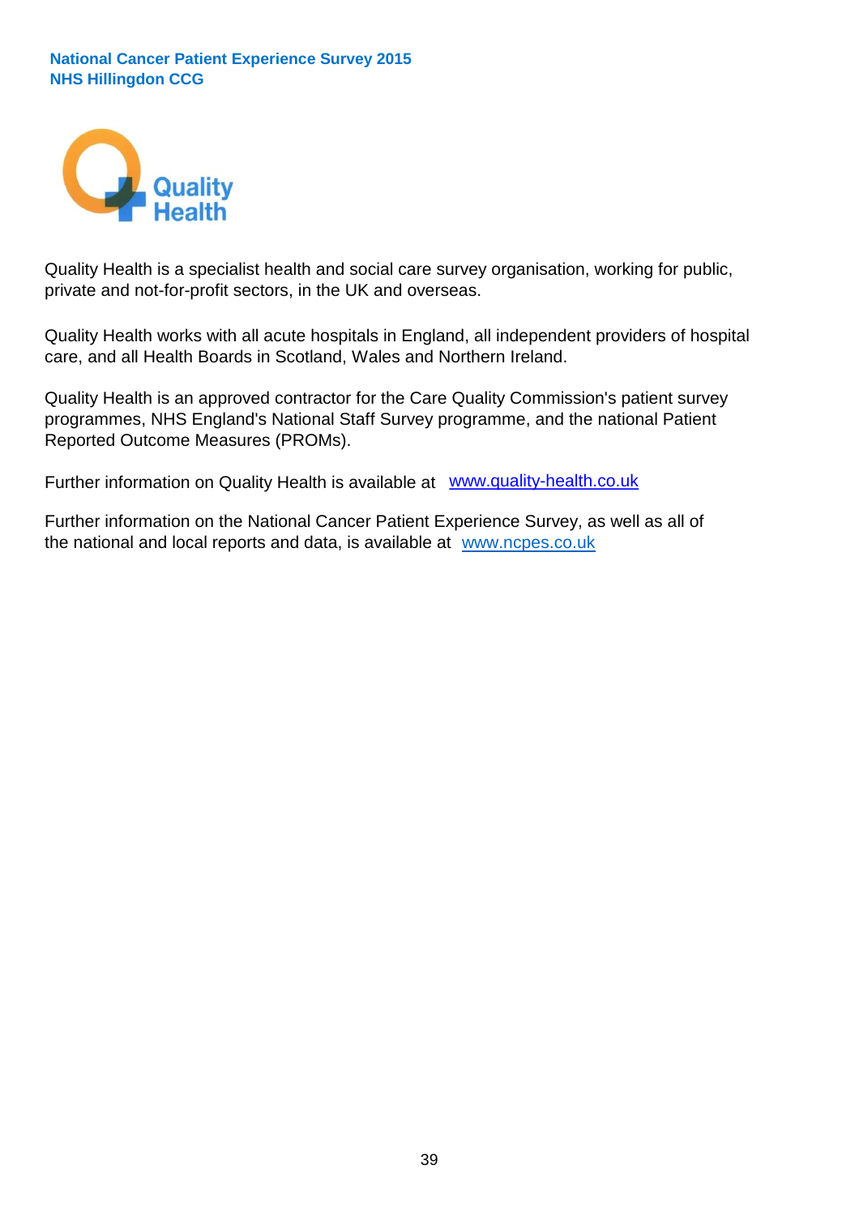**National Cancer Patient Experience Survey 2015**
**NHS Hillingdon CCG**

Quality Health

Quality Health is a specialist health and social care survey organisation, working for public, private and not-for-profit sectors, in the UK and overseas.

Quality Health works with all acute hospitals in England, all independent providers of hospital care, and all Health Boards in Scotland, Wales and Northern Ireland.

Quality Health is an approved contractor for the Care Quality Commission's patient survey programmes, NHS England's National Staff Survey programme, and the national Patient Reported Outcome Measures (PROMs).

Further information on Quality Health is available at www.quality-health.co.uk

Further information on the National Cancer Patient Experience Survey, as well as all of the national and local reports and data, is available at www.ncpes.co.uk